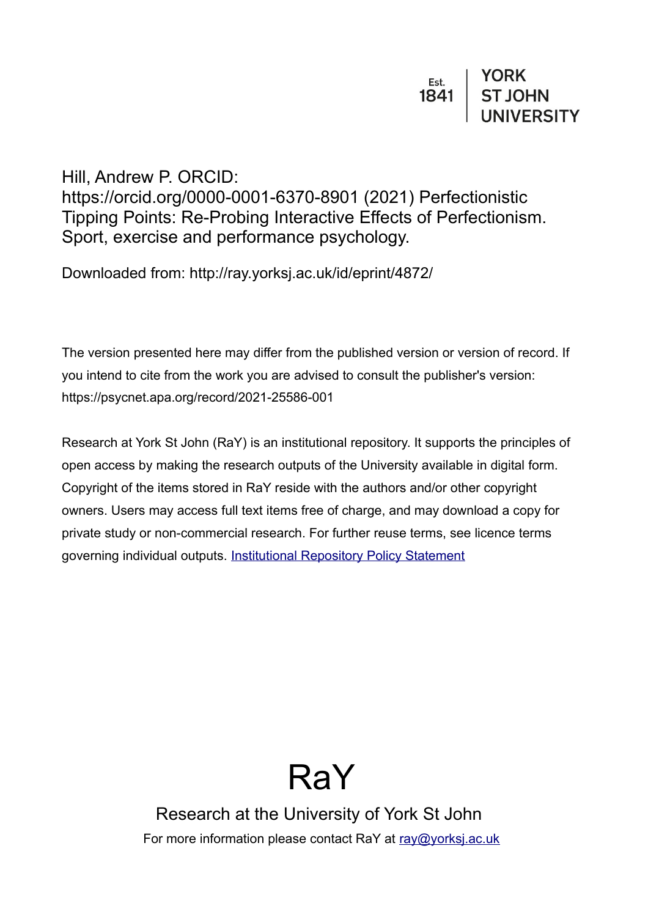Est.
1841

YORK
ST JOHN
UNIVERSITY

Hill, Andrew P. ORCID: https://orcid.org/0000-0001-6370-8901 (2021) Perfectionistic Tipping Points: Re-Probing Interactive Effects of Perfectionism. Sport, exercise and performance psychology.

Downloaded from: http://ray.yorksj.ac.uk/id/eprint/4872/

The version presented here may differ from the published version or version of record. If you intend to cite from the work you are advised to consult the publisher's version: https://psycnet.apa.org/record/2021-25586-001

Research at York St John (RaY) is an institutional repository. It supports the principles of open access by making the research outputs of the University available in digital form. Copyright of the items stored in RaY reside with the authors and/or other copyright owners. Users may access full text items free of charge, and may download a copy for private study or non-commercial research. For further reuse terms, see licence terms governing individual outputs. [Institutional Repository Policy Statement]

RaY

Research at the University of York St John

For more information please contact RaY at ray@yorksj.ac.uk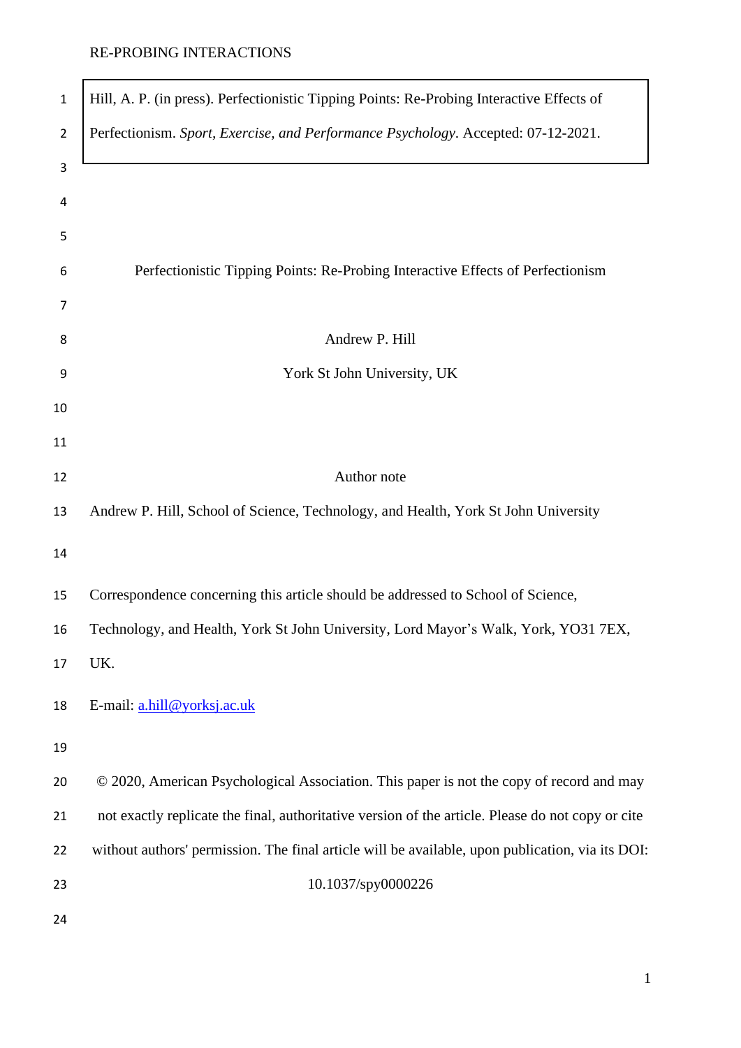Hill, A. P. (in press). Perfectionistic Tipping Points: Re-Probing Interactive Effects of Perfectionism. *Sport, Exercise, and Performance Psychology*. Accepted: 07-12-2021.

# Perfectionistic Tipping Points: Re-Probing Interactive Effects of Perfectionism

Andrew P. Hill

York St John University, UK

Author note

Andrew P. Hill, School of Science, Technology, and Health, York St John University

Correspondence concerning this article should be addressed to School of Science, Technology, and Health, York St John University, Lord Mayor's Walk, York, YO31 7EX, UK.

E-mail: a.hill@yorksj.ac.uk

© 2020, American Psychological Association. This paper is not the copy of record and may not exactly replicate the final, authoritative version of the article. Please do not copy or cite without authors' permission. The final article will be available, upon publication, via its DOI: 10.1037/spy0000226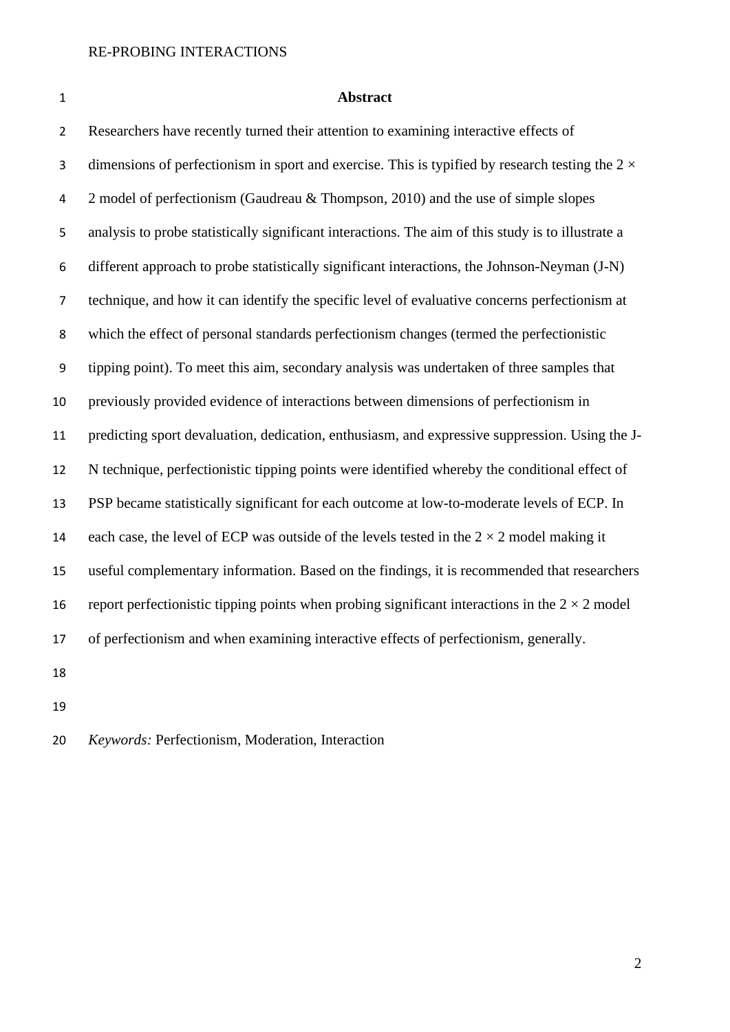## Abstract

Researchers have recently turned their attention to examining interactive effects of dimensions of perfectionism in sport and exercise. This is typified by research testing the 2 × 2 model of perfectionism (Gaudreau & Thompson, 2010) and the use of simple slopes analysis to probe statistically significant interactions. The aim of this study is to illustrate a different approach to probe statistically significant interactions, the Johnson-Neyman (J-N) technique, and how it can identify the specific level of evaluative concerns perfectionism at which the effect of personal standards perfectionism changes (termed the perfectionistic tipping point). To meet this aim, secondary analysis was undertaken of three samples that previously provided evidence of interactions between dimensions of perfectionism in predicting sport devaluation, dedication, enthusiasm, and expressive suppression. Using the J-N technique, perfectionistic tipping points were identified whereby the conditional effect of PSP became statistically significant for each outcome at low-to-moderate levels of ECP. In each case, the level of ECP was outside of the levels tested in the 2 × 2 model making it useful complementary information. Based on the findings, it is recommended that researchers report perfectionistic tipping points when probing significant interactions in the 2 × 2 model of perfectionism and when examining interactive effects of perfectionism, generally.

*Keywords:* Perfectionism, Moderation, Interaction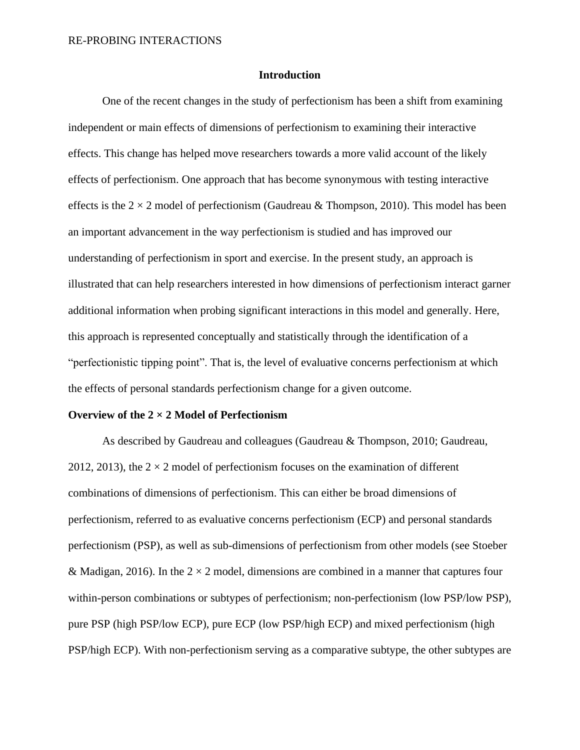# Introduction

One of the recent changes in the study of perfectionism has been a shift from examining independent or main effects of dimensions of perfectionism to examining their interactive effects. This change has helped move researchers towards a more valid account of the likely effects of perfectionism. One approach that has become synonymous with testing interactive effects is the 2 × 2 model of perfectionism (Gaudreau & Thompson, 2010). This model has been an important advancement in the way perfectionism is studied and has improved our understanding of perfectionism in sport and exercise. In the present study, an approach is illustrated that can help researchers interested in how dimensions of perfectionism interact garner additional information when probing significant interactions in this model and generally. Here, this approach is represented conceptually and statistically through the identification of a "perfectionistic tipping point". That is, the level of evaluative concerns perfectionism at which the effects of personal standards perfectionism change for a given outcome.

## Overview of the 2 × 2 Model of Perfectionism

As described by Gaudreau and colleagues (Gaudreau & Thompson, 2010; Gaudreau, 2012, 2013), the 2 × 2 model of perfectionism focuses on the examination of different combinations of dimensions of perfectionism. This can either be broad dimensions of perfectionism, referred to as evaluative concerns perfectionism (ECP) and personal standards perfectionism (PSP), as well as sub-dimensions of perfectionism from other models (see Stoeber & Madigan, 2016). In the 2 × 2 model, dimensions are combined in a manner that captures four within-person combinations or subtypes of perfectionism; non-perfectionism (low PSP/low PSP), pure PSP (high PSP/low ECP), pure ECP (low PSP/high ECP) and mixed perfectionism (high PSP/high ECP). With non-perfectionism serving as a comparative subtype, the other subtypes are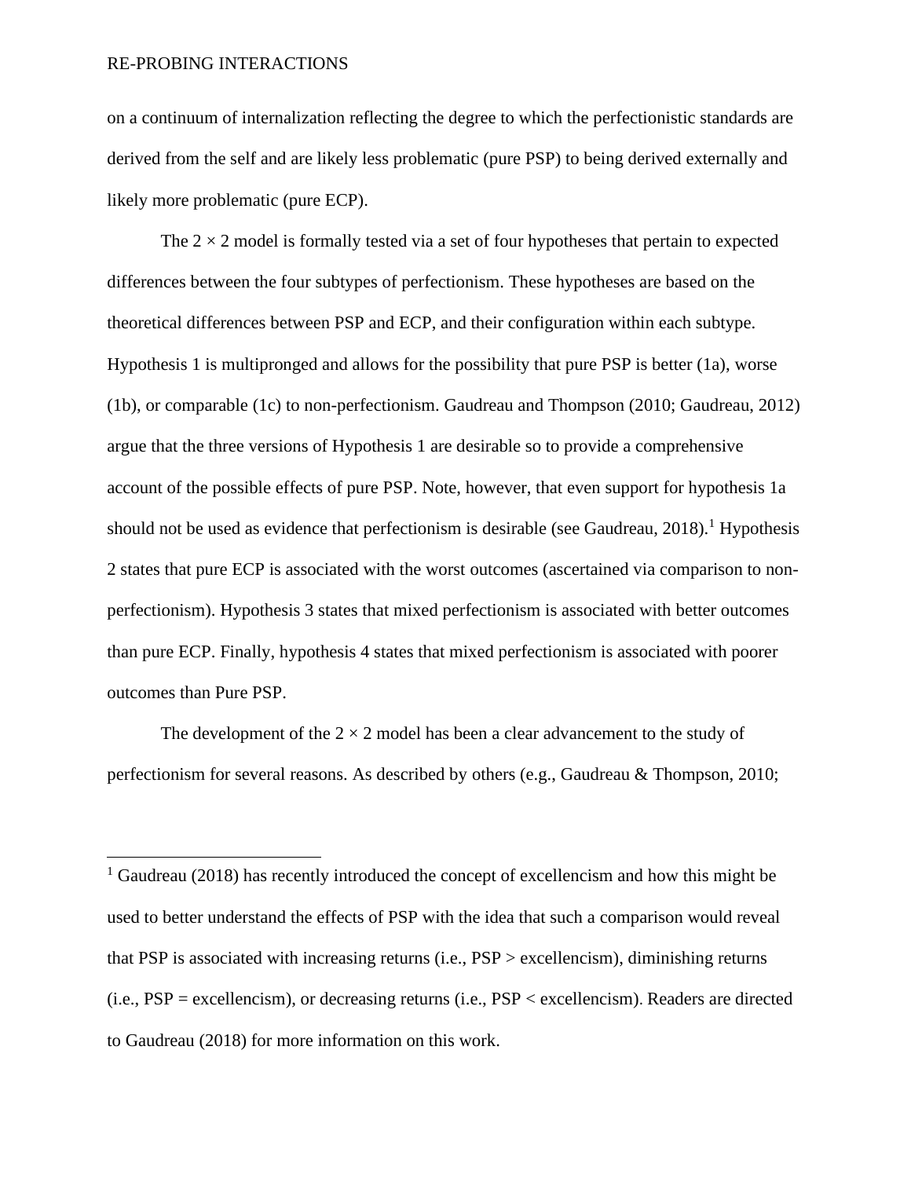on a continuum of internalization reflecting the degree to which the perfectionistic standards are derived from the self and are likely less problematic (pure PSP) to being derived externally and likely more problematic (pure ECP).

The 2 × 2 model is formally tested via a set of four hypotheses that pertain to expected differences between the four subtypes of perfectionism. These hypotheses are based on the theoretical differences between PSP and ECP, and their configuration within each subtype. Hypothesis 1 is multipronged and allows for the possibility that pure PSP is better (1a), worse (1b), or comparable (1c) to non-perfectionism. Gaudreau and Thompson (2010; Gaudreau, 2012) argue that the three versions of Hypothesis 1 are desirable so to provide a comprehensive account of the possible effects of pure PSP. Note, however, that even support for hypothesis 1a should not be used as evidence that perfectionism is desirable (see Gaudreau, 2018).[1] Hypothesis 2 states that pure ECP is associated with the worst outcomes (ascertained via comparison to non-perfectionism). Hypothesis 3 states that mixed perfectionism is associated with better outcomes than pure ECP. Finally, hypothesis 4 states that mixed perfectionism is associated with poorer outcomes than Pure PSP.

The development of the 2 × 2 model has been a clear advancement to the study of perfectionism for several reasons. As described by others (e.g., Gaudreau & Thompson, 2010;

---

[1] Gaudreau (2018) has recently introduced the concept of excellencism and how this might be used to better understand the effects of PSP with the idea that such a comparison would reveal that PSP is associated with increasing returns (i.e., PSP > excellencism), diminishing returns (i.e., PSP = excellencism), or decreasing returns (i.e., PSP < excellencism). Readers are directed to Gaudreau (2018) for more information on this work.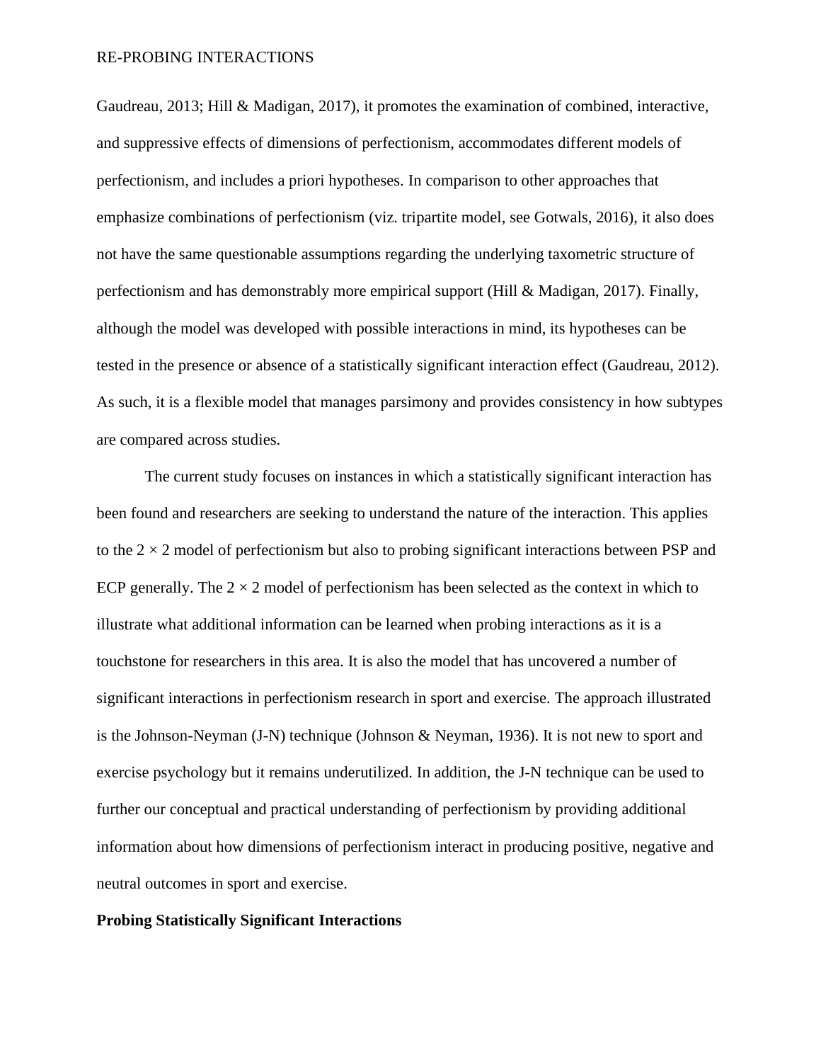Gaudreau, 2013; Hill & Madigan, 2017), it promotes the examination of combined, interactive, and suppressive effects of dimensions of perfectionism, accommodates different models of perfectionism, and includes a priori hypotheses. In comparison to other approaches that emphasize combinations of perfectionism (viz. tripartite model, see Gotwals, 2016), it also does not have the same questionable assumptions regarding the underlying taxometric structure of perfectionism and has demonstrably more empirical support (Hill & Madigan, 2017). Finally, although the model was developed with possible interactions in mind, its hypotheses can be tested in the presence or absence of a statistically significant interaction effect (Gaudreau, 2012). As such, it is a flexible model that manages parsimony and provides consistency in how subtypes are compared across studies.

The current study focuses on instances in which a statistically significant interaction has been found and researchers are seeking to understand the nature of the interaction. This applies to the 2 × 2 model of perfectionism but also to probing significant interactions between PSP and ECP generally. The 2 × 2 model of perfectionism has been selected as the context in which to illustrate what additional information can be learned when probing interactions as it is a touchstone for researchers in this area. It is also the model that has uncovered a number of significant interactions in perfectionism research in sport and exercise. The approach illustrated is the Johnson-Neyman (J-N) technique (Johnson & Neyman, 1936). It is not new to sport and exercise psychology but it remains underutilized. In addition, the J-N technique can be used to further our conceptual and practical understanding of perfectionism by providing additional information about how dimensions of perfectionism interact in producing positive, negative and neutral outcomes in sport and exercise.

**Probing Statistically Significant Interactions**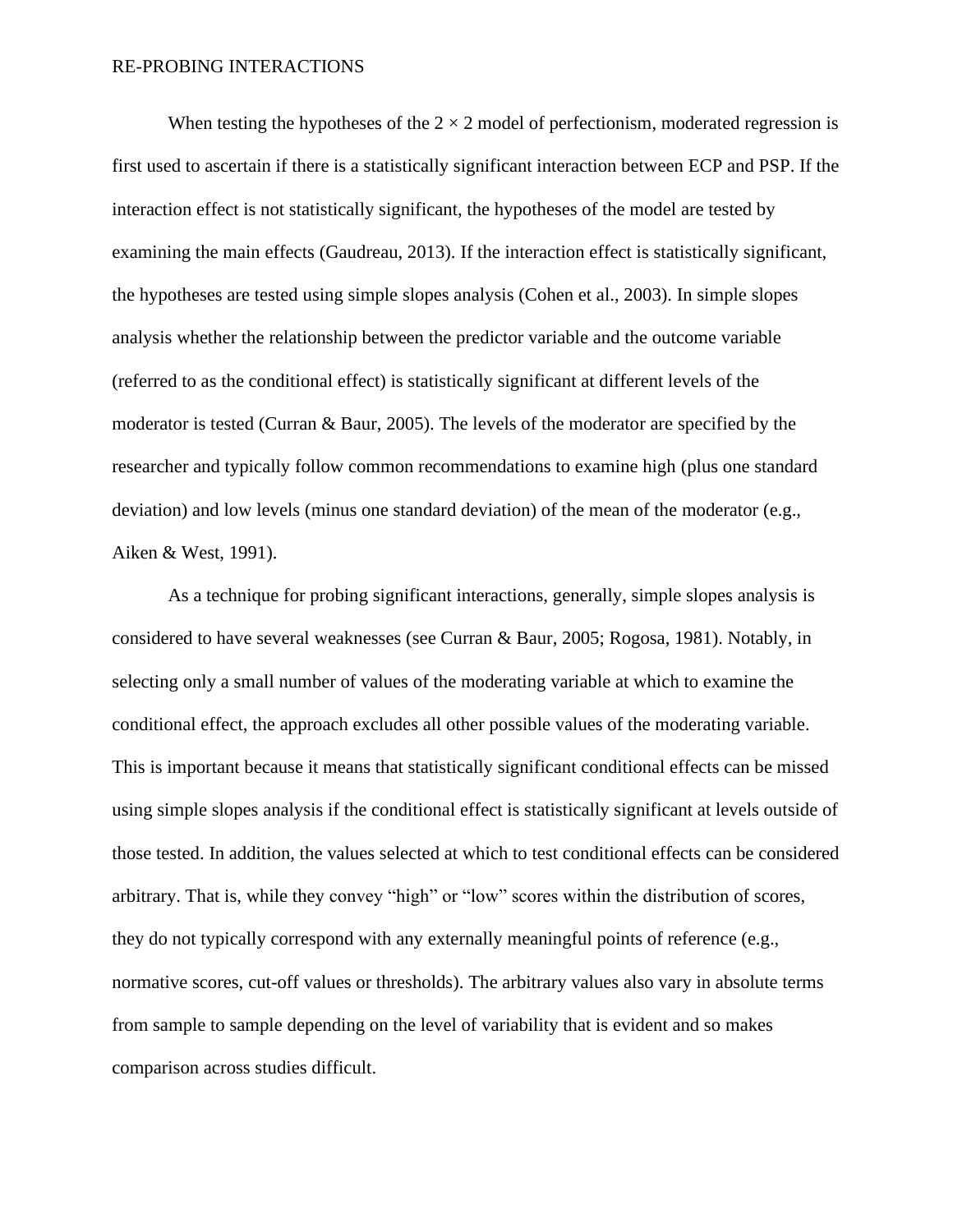When testing the hypotheses of the 2 × 2 model of perfectionism, moderated regression is first used to ascertain if there is a statistically significant interaction between ECP and PSP. If the interaction effect is not statistically significant, the hypotheses of the model are tested by examining the main effects (Gaudreau, 2013). If the interaction effect is statistically significant, the hypotheses are tested using simple slopes analysis (Cohen et al., 2003). In simple slopes analysis whether the relationship between the predictor variable and the outcome variable (referred to as the conditional effect) is statistically significant at different levels of the moderator is tested (Curran & Baur, 2005). The levels of the moderator are specified by the researcher and typically follow common recommendations to examine high (plus one standard deviation) and low levels (minus one standard deviation) of the mean of the moderator (e.g., Aiken & West, 1991).

As a technique for probing significant interactions, generally, simple slopes analysis is considered to have several weaknesses (see Curran & Baur, 2005; Rogosa, 1981). Notably, in selecting only a small number of values of the moderating variable at which to examine the conditional effect, the approach excludes all other possible values of the moderating variable. This is important because it means that statistically significant conditional effects can be missed using simple slopes analysis if the conditional effect is statistically significant at levels outside of those tested. In addition, the values selected at which to test conditional effects can be considered arbitrary. That is, while they convey "high" or "low" scores within the distribution of scores, they do not typically correspond with any externally meaningful points of reference (e.g., normative scores, cut-off values or thresholds). The arbitrary values also vary in absolute terms from sample to sample depending on the level of variability that is evident and so makes comparison across studies difficult.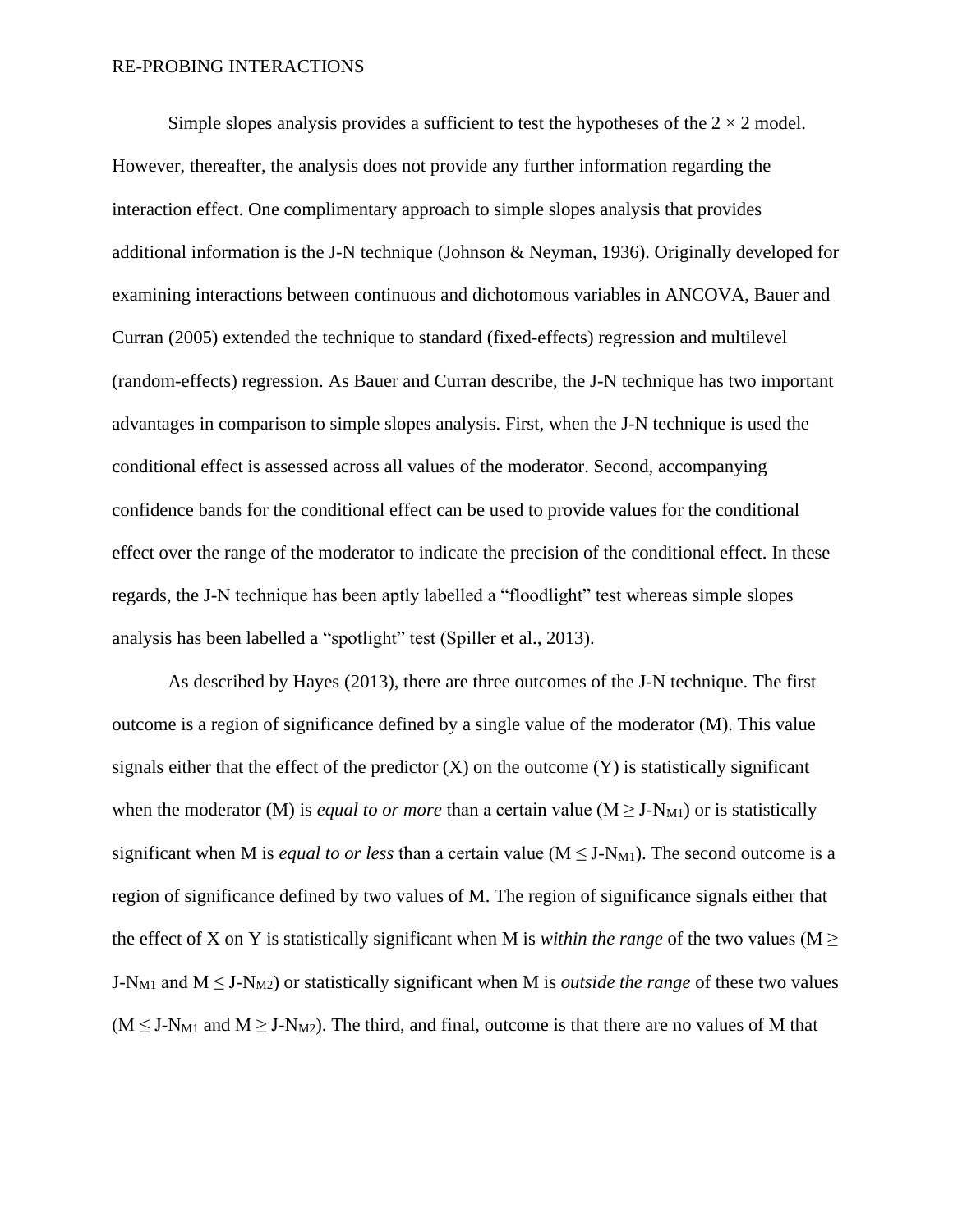Simple slopes analysis provides a sufficient to test the hypotheses of the 2 × 2 model. However, thereafter, the analysis does not provide any further information regarding the interaction effect. One complimentary approach to simple slopes analysis that provides additional information is the J-N technique (Johnson & Neyman, 1936). Originally developed for examining interactions between continuous and dichotomous variables in ANCOVA, Bauer and Curran (2005) extended the technique to standard (fixed-effects) regression and multilevel (random-effects) regression. As Bauer and Curran describe, the J-N technique has two important advantages in comparison to simple slopes analysis. First, when the J-N technique is used the conditional effect is assessed across all values of the moderator. Second, accompanying confidence bands for the conditional effect can be used to provide values for the conditional effect over the range of the moderator to indicate the precision of the conditional effect. In these regards, the J-N technique has been aptly labelled a “floodlight” test whereas simple slopes analysis has been labelled a “spotlight” test (Spiller et al., 2013).

As described by Hayes (2013), there are three outcomes of the J-N technique. The first outcome is a region of significance defined by a single value of the moderator (M). This value signals either that the effect of the predictor (X) on the outcome (Y) is statistically significant when the moderator (M) is *equal to or more* than a certain value ($M \geq \text{J-N}_{M1}$) or is statistically significant when M is *equal to or less* than a certain value ($M \leq \text{J-N}_{M1}$). The second outcome is a region of significance defined by two values of M. The region of significance signals either that the effect of X on Y is statistically significant when M is *within the range* of the two values ($M \geq \text{J-N}_{M1}$ and $M \leq \text{J-N}_{M2}$) or statistically significant when M is *outside the range* of these two values ($M \leq \text{J-N}_{M1}$ and $M \geq \text{J-N}_{M2}$). The third, and final, outcome is that there are no values of M that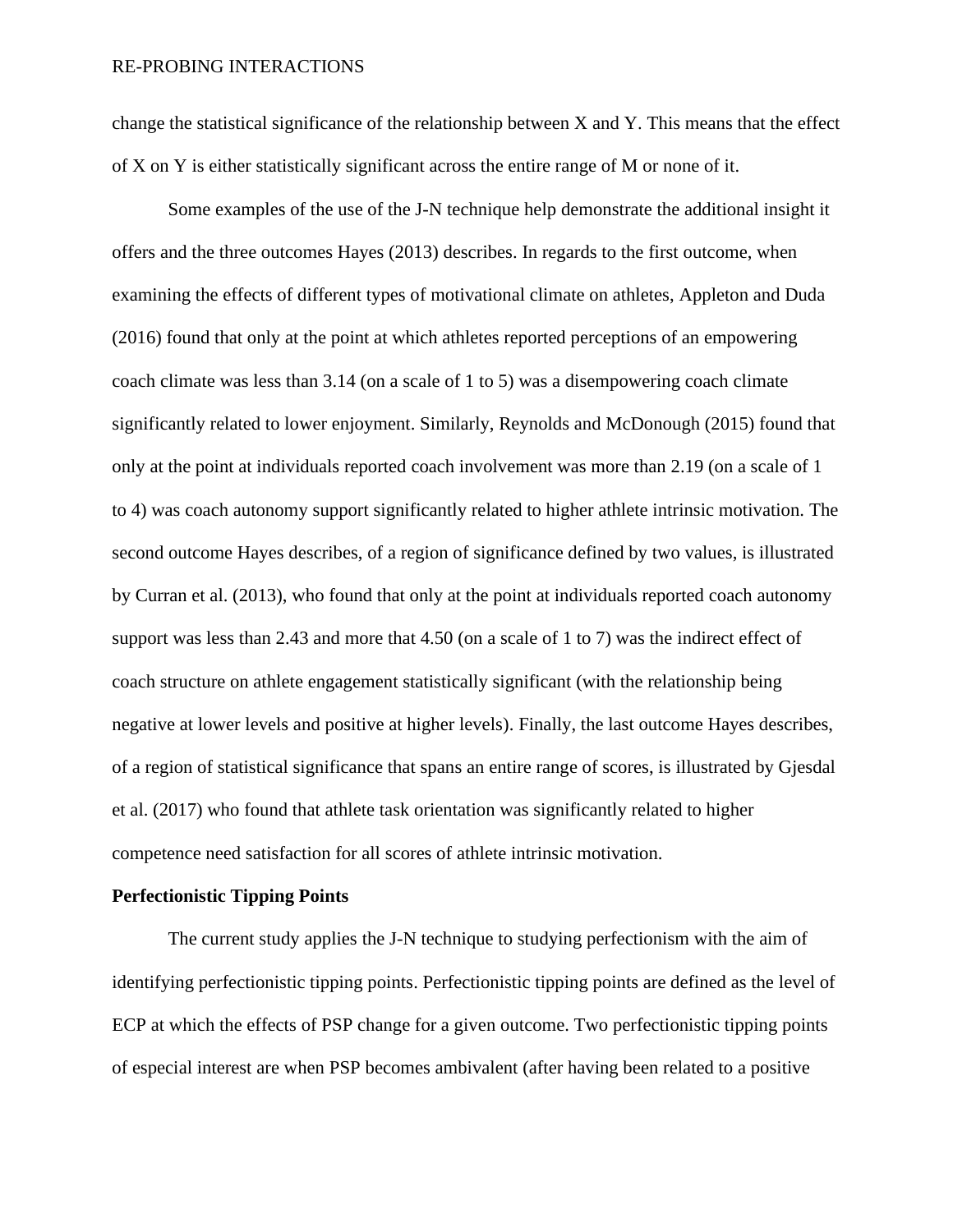change the statistical significance of the relationship between X and Y. This means that the effect of X on Y is either statistically significant across the entire range of M or none of it.

Some examples of the use of the J-N technique help demonstrate the additional insight it offers and the three outcomes Hayes (2013) describes. In regards to the first outcome, when examining the effects of different types of motivational climate on athletes, Appleton and Duda (2016) found that only at the point at which athletes reported perceptions of an empowering coach climate was less than 3.14 (on a scale of 1 to 5) was a disempowering coach climate significantly related to lower enjoyment. Similarly, Reynolds and McDonough (2015) found that only at the point at individuals reported coach involvement was more than 2.19 (on a scale of 1 to 4) was coach autonomy support significantly related to higher athlete intrinsic motivation. The second outcome Hayes describes, of a region of significance defined by two values, is illustrated by Curran et al. (2013), who found that only at the point at individuals reported coach autonomy support was less than 2.43 and more that 4.50 (on a scale of 1 to 7) was the indirect effect of coach structure on athlete engagement statistically significant (with the relationship being negative at lower levels and positive at higher levels). Finally, the last outcome Hayes describes, of a region of statistical significance that spans an entire range of scores, is illustrated by Gjesdal et al. (2017) who found that athlete task orientation was significantly related to higher competence need satisfaction for all scores of athlete intrinsic motivation.

**Perfectionistic Tipping Points**

The current study applies the J-N technique to studying perfectionism with the aim of identifying perfectionistic tipping points. Perfectionistic tipping points are defined as the level of ECP at which the effects of PSP change for a given outcome. Two perfectionistic tipping points of especial interest are when PSP becomes ambivalent (after having been related to a positive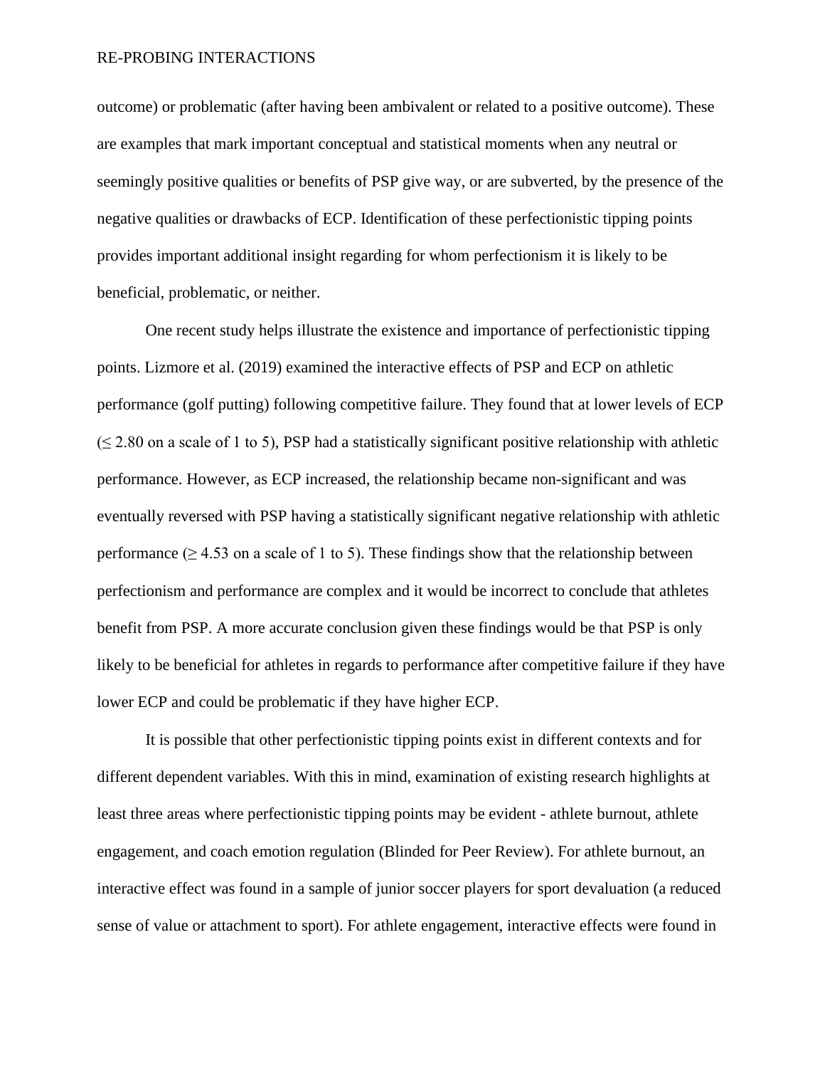outcome) or problematic (after having been ambivalent or related to a positive outcome). These are examples that mark important conceptual and statistical moments when any neutral or seemingly positive qualities or benefits of PSP give way, or are subverted, by the presence of the negative qualities or drawbacks of ECP. Identification of these perfectionistic tipping points provides important additional insight regarding for whom perfectionism it is likely to be beneficial, problematic, or neither.

One recent study helps illustrate the existence and importance of perfectionistic tipping points. Lizmore et al. (2019) examined the interactive effects of PSP and ECP on athletic performance (golf putting) following competitive failure. They found that at lower levels of ECP ($\leq$ 2.80 on a scale of 1 to 5), PSP had a statistically significant positive relationship with athletic performance. However, as ECP increased, the relationship became non-significant and was eventually reversed with PSP having a statistically significant negative relationship with athletic performance ($\geq$ 4.53 on a scale of 1 to 5). These findings show that the relationship between perfectionism and performance are complex and it would be incorrect to conclude that athletes benefit from PSP. A more accurate conclusion given these findings would be that PSP is only likely to be beneficial for athletes in regards to performance after competitive failure if they have lower ECP and could be problematic if they have higher ECP.

It is possible that other perfectionistic tipping points exist in different contexts and for different dependent variables. With this in mind, examination of existing research highlights at least three areas where perfectionistic tipping points may be evident - athlete burnout, athlete engagement, and coach emotion regulation (Blinded for Peer Review). For athlete burnout, an interactive effect was found in a sample of junior soccer players for sport devaluation (a reduced sense of value or attachment to sport). For athlete engagement, interactive effects were found in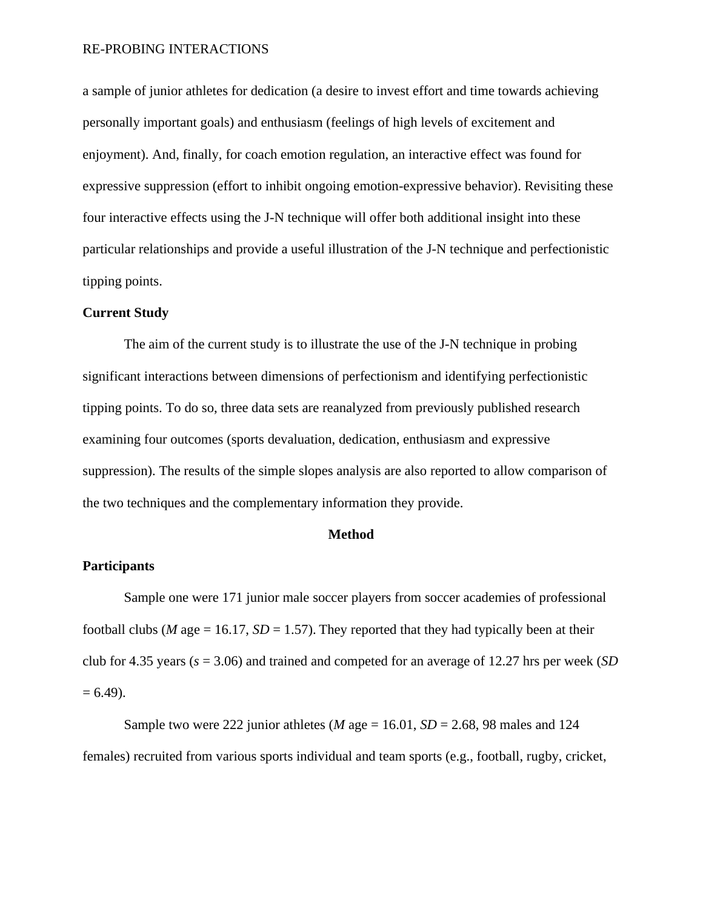a sample of junior athletes for dedication (a desire to invest effort and time towards achieving personally important goals) and enthusiasm (feelings of high levels of excitement and enjoyment). And, finally, for coach emotion regulation, an interactive effect was found for expressive suppression (effort to inhibit ongoing emotion-expressive behavior). Revisiting these four interactive effects using the J-N technique will offer both additional insight into these particular relationships and provide a useful illustration of the J-N technique and perfectionistic tipping points.

## Current Study

The aim of the current study is to illustrate the use of the J-N technique in probing significant interactions between dimensions of perfectionism and identifying perfectionistic tipping points. To do so, three data sets are reanalyzed from previously published research examining four outcomes (sports devaluation, dedication, enthusiasm and expressive suppression). The results of the simple slopes analysis are also reported to allow comparison of the two techniques and the complementary information they provide.

# Method

## Participants

Sample one were 171 junior male soccer players from soccer academies of professional football clubs (*M* age = 16.17, *SD* = 1.57). They reported that they had typically been at their club for 4.35 years (*s* = 3.06) and trained and competed for an average of 12.27 hrs per week (*SD* = 6.49).

Sample two were 222 junior athletes (*M* age = 16.01, *SD* = 2.68, 98 males and 124 females) recruited from various sports individual and team sports (e.g., football, rugby, cricket,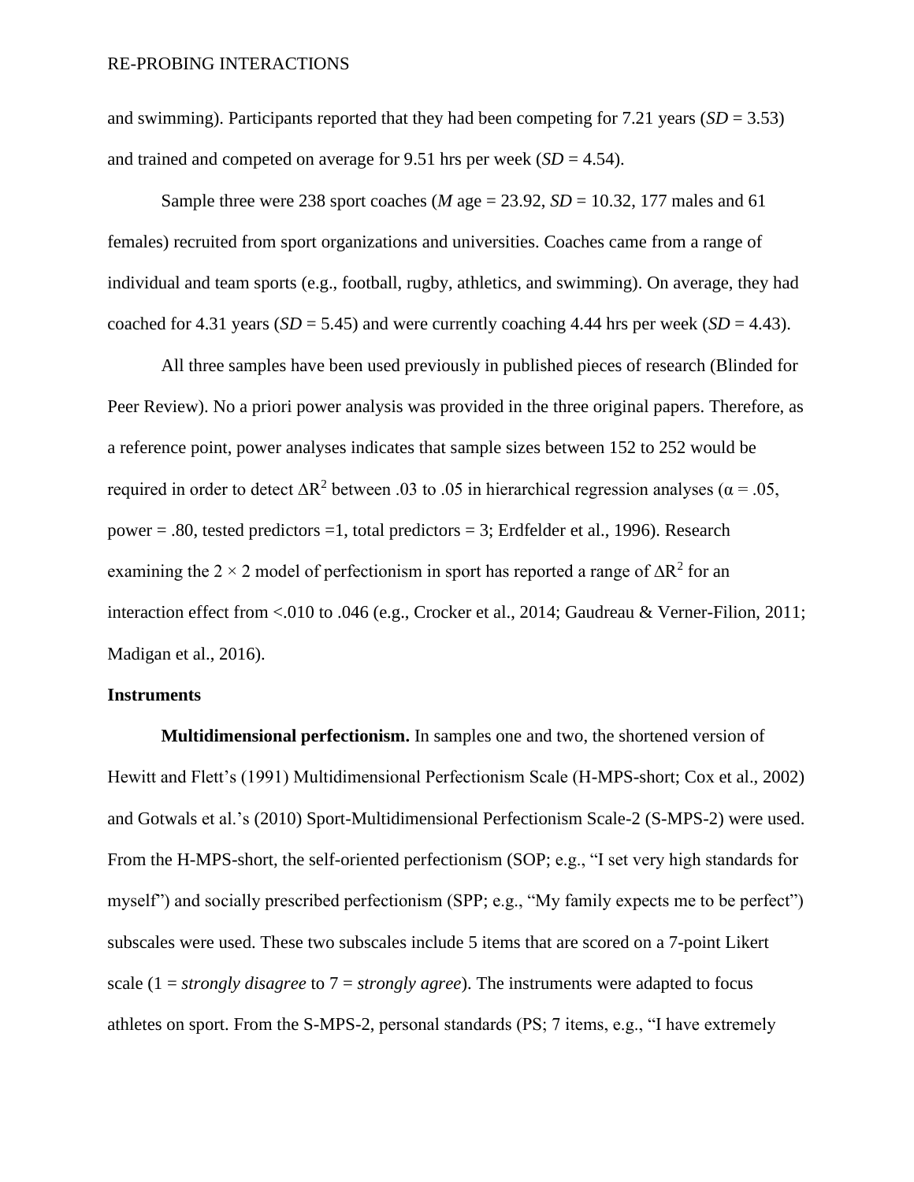and swimming). Participants reported that they had been competing for 7.21 years (*SD* = 3.53) and trained and competed on average for 9.51 hrs per week (*SD* = 4.54).

Sample three were 238 sport coaches (*M* age = 23.92, *SD* = 10.32, 177 males and 61 females) recruited from sport organizations and universities. Coaches came from a range of individual and team sports (e.g., football, rugby, athletics, and swimming). On average, they had coached for 4.31 years (*SD* = 5.45) and were currently coaching 4.44 hrs per week (*SD* = 4.43).

All three samples have been used previously in published pieces of research (Blinded for Peer Review). No a priori power analysis was provided in the three original papers. Therefore, as a reference point, power analyses indicates that sample sizes between 152 to 252 would be required in order to detect $\Delta R^2$ between .03 to .05 in hierarchical regression analyses ($\alpha$ = .05, power = .80, tested predictors =1, total predictors = 3; Erdfelder et al., 1996). Research examining the 2 × 2 model of perfectionism in sport has reported a range of $\Delta R^2$ for an interaction effect from <.010 to .046 (e.g., Crocker et al., 2014; Gaudreau & Verner-Filion, 2011; Madigan et al., 2016).

### Instruments

**Multidimensional perfectionism.** In samples one and two, the shortened version of Hewitt and Flett's (1991) Multidimensional Perfectionism Scale (H-MPS-short; Cox et al., 2002) and Gotwals et al.'s (2010) Sport-Multidimensional Perfectionism Scale-2 (S-MPS-2) were used. From the H-MPS-short, the self-oriented perfectionism (SOP; e.g., "I set very high standards for myself") and socially prescribed perfectionism (SPP; e.g., "My family expects me to be perfect") subscales were used. These two subscales include 5 items that are scored on a 7-point Likert scale (1 = *strongly disagree* to 7 = *strongly agree*). The instruments were adapted to focus athletes on sport. From the S-MPS-2, personal standards (PS; 7 items, e.g., "I have extremely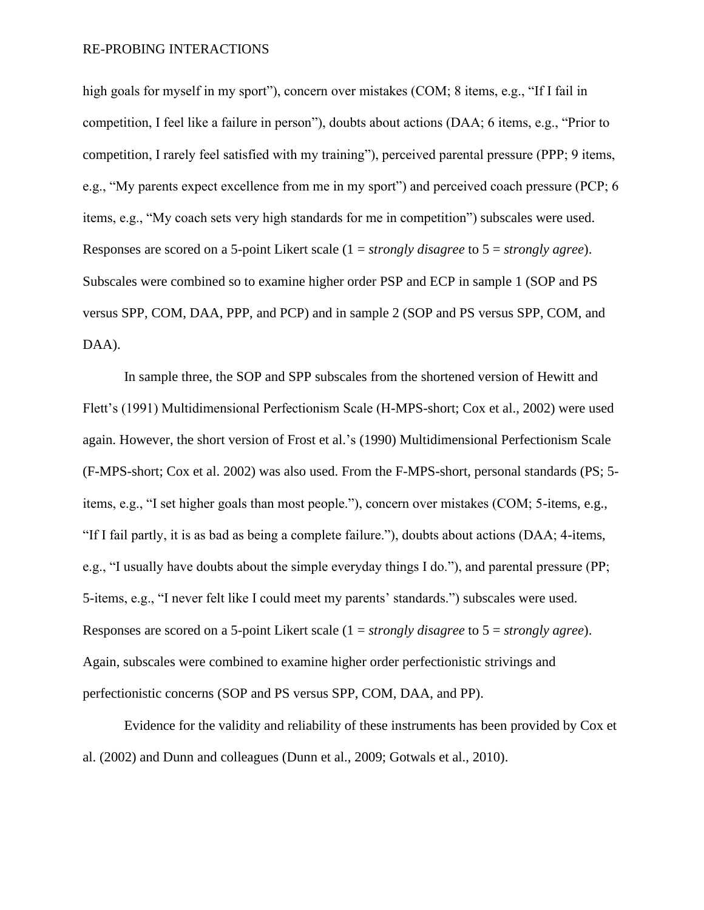high goals for myself in my sport"), concern over mistakes (COM; 8 items, e.g., "If I fail in competition, I feel like a failure in person"), doubts about actions (DAA; 6 items, e.g., "Prior to competition, I rarely feel satisfied with my training"), perceived parental pressure (PPP; 9 items, e.g., "My parents expect excellence from me in my sport") and perceived coach pressure (PCP; 6 items, e.g., "My coach sets very high standards for me in competition") subscales were used. Responses are scored on a 5-point Likert scale (1 = *strongly disagree* to 5 = *strongly agree*). Subscales were combined so to examine higher order PSP and ECP in sample 1 (SOP and PS versus SPP, COM, DAA, PPP, and PCP) and in sample 2 (SOP and PS versus SPP, COM, and DAA).

In sample three, the SOP and SPP subscales from the shortened version of Hewitt and Flett's (1991) Multidimensional Perfectionism Scale (H-MPS-short; Cox et al., 2002) were used again. However, the short version of Frost et al.'s (1990) Multidimensional Perfectionism Scale (F-MPS-short; Cox et al. 2002) was also used. From the F-MPS-short, personal standards (PS; 5-items, e.g., "I set higher goals than most people."), concern over mistakes (COM; 5-items, e.g., "If I fail partly, it is as bad as being a complete failure."), doubts about actions (DAA; 4-items, e.g., "I usually have doubts about the simple everyday things I do."), and parental pressure (PP; 5-items, e.g., "I never felt like I could meet my parents' standards.") subscales were used. Responses are scored on a 5-point Likert scale (1 = *strongly disagree* to 5 = *strongly agree*). Again, subscales were combined to examine higher order perfectionistic strivings and perfectionistic concerns (SOP and PS versus SPP, COM, DAA, and PP).

Evidence for the validity and reliability of these instruments has been provided by Cox et al. (2002) and Dunn and colleagues (Dunn et al., 2009; Gotwals et al., 2010).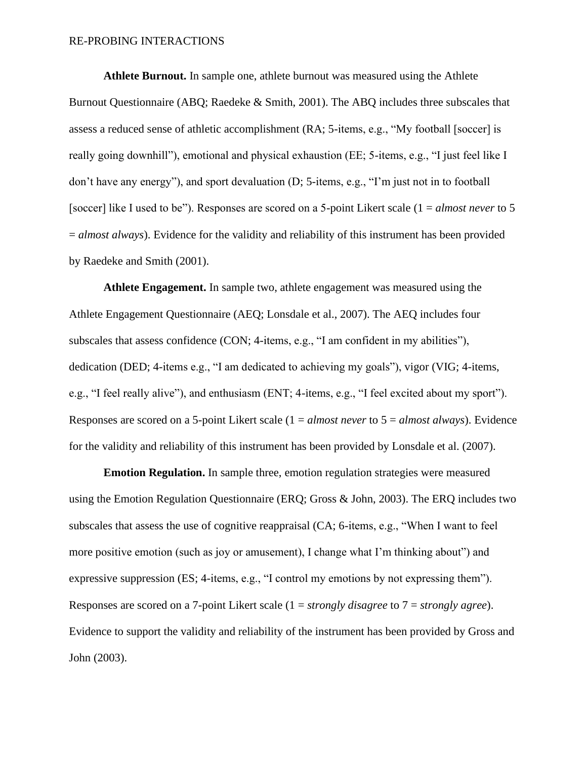**Athlete Burnout.** In sample one, athlete burnout was measured using the Athlete Burnout Questionnaire (ABQ; Raedeke & Smith, 2001). The ABQ includes three subscales that assess a reduced sense of athletic accomplishment (RA; 5-items, e.g., "My football [soccer] is really going downhill"), emotional and physical exhaustion (EE; 5-items, e.g., "I just feel like I don't have any energy"), and sport devaluation (D; 5-items, e.g., "I'm just not in to football [soccer] like I used to be"). Responses are scored on a 5-point Likert scale (1 = *almost never* to 5 = *almost always*). Evidence for the validity and reliability of this instrument has been provided by Raedeke and Smith (2001).

**Athlete Engagement.** In sample two, athlete engagement was measured using the Athlete Engagement Questionnaire (AEQ; Lonsdale et al., 2007). The AEQ includes four subscales that assess confidence (CON; 4-items, e.g., "I am confident in my abilities"), dedication (DED; 4-items e.g., "I am dedicated to achieving my goals"), vigor (VIG; 4-items, e.g., "I feel really alive"), and enthusiasm (ENT; 4-items, e.g., "I feel excited about my sport"). Responses are scored on a 5-point Likert scale (1 = *almost never* to 5 = *almost always*). Evidence for the validity and reliability of this instrument has been provided by Lonsdale et al. (2007).

**Emotion Regulation.** In sample three, emotion regulation strategies were measured using the Emotion Regulation Questionnaire (ERQ; Gross & John, 2003). The ERQ includes two subscales that assess the use of cognitive reappraisal (CA; 6-items, e.g., "When I want to feel more positive emotion (such as joy or amusement), I change what I'm thinking about") and expressive suppression (ES; 4-items, e.g., "I control my emotions by not expressing them"). Responses are scored on a 7-point Likert scale (1 = *strongly disagree* to 7 = *strongly agree*). Evidence to support the validity and reliability of the instrument has been provided by Gross and John (2003).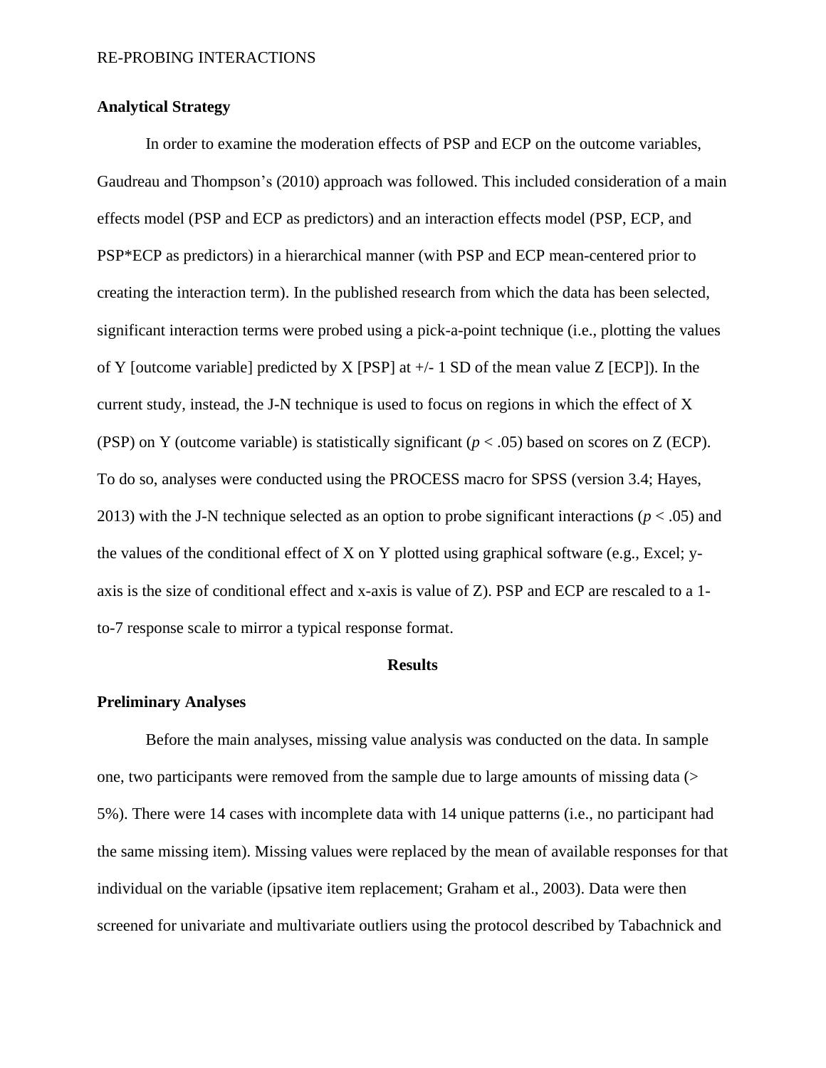## Analytical Strategy

In order to examine the moderation effects of PSP and ECP on the outcome variables, Gaudreau and Thompson's (2010) approach was followed. This included consideration of a main effects model (PSP and ECP as predictors) and an interaction effects model (PSP, ECP, and PSP*ECP as predictors) in a hierarchical manner (with PSP and ECP mean-centered prior to creating the interaction term). In the published research from which the data has been selected, significant interaction terms were probed using a pick-a-point technique (i.e., plotting the values of Y [outcome variable] predicted by X [PSP] at +/- 1 SD of the mean value Z [ECP]). In the current study, instead, the J-N technique is used to focus on regions in which the effect of X (PSP) on Y (outcome variable) is statistically significant ($p < .05$) based on scores on Z (ECP). To do so, analyses were conducted using the PROCESS macro for SPSS (version 3.4; Hayes, 2013) with the J-N technique selected as an option to probe significant interactions ($p < .05$) and the values of the conditional effect of X on Y plotted using graphical software (e.g., Excel; y-axis is the size of conditional effect and x-axis is value of Z). PSP and ECP are rescaled to a 1-to-7 response scale to mirror a typical response format.

# Results

## Preliminary Analyses

Before the main analyses, missing value analysis was conducted on the data. In sample one, two participants were removed from the sample due to large amounts of missing data (> 5%). There were 14 cases with incomplete data with 14 unique patterns (i.e., no participant had the same missing item). Missing values were replaced by the mean of available responses for that individual on the variable (ipsative item replacement; Graham et al., 2003). Data were then screened for univariate and multivariate outliers using the protocol described by Tabachnick and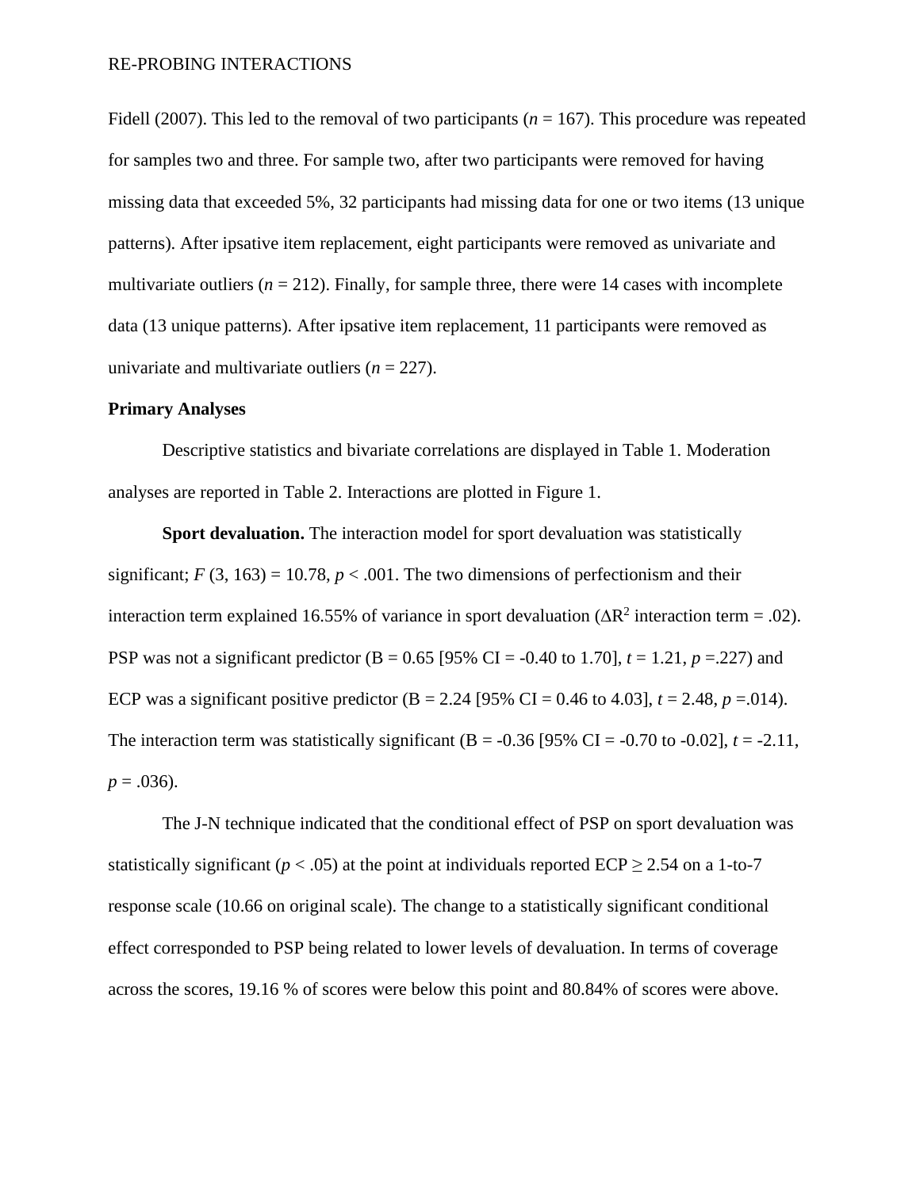Fidell (2007). This led to the removal of two participants (*n* = 167). This procedure was repeated for samples two and three. For sample two, after two participants were removed for having missing data that exceeded 5%, 32 participants had missing data for one or two items (13 unique patterns). After ipsative item replacement, eight participants were removed as univariate and multivariate outliers (*n* = 212). Finally, for sample three, there were 14 cases with incomplete data (13 unique patterns). After ipsative item replacement, 11 participants were removed as univariate and multivariate outliers (*n* = 227).

### Primary Analyses

Descriptive statistics and bivariate correlations are displayed in Table 1. Moderation analyses are reported in Table 2. Interactions are plotted in Figure 1.

**Sport devaluation.** The interaction model for sport devaluation was statistically significant; $F$ (3, 163) = 10.78, $p < .001$. The two dimensions of perfectionism and their interaction term explained 16.55% of variance in sport devaluation ($\Delta R^2$ interaction term = .02). PSP was not a significant predictor (B = 0.65 [95% CI = -0.40 to 1.70], $t$ = 1.21, $p$ =.227) and ECP was a significant positive predictor (B = 2.24 [95% CI = 0.46 to 4.03], $t$ = 2.48, $p$ =.014). The interaction term was statistically significant (B = -0.36 [95% CI = -0.70 to -0.02], $t$ = -2.11, $p$ = .036).

The J-N technique indicated that the conditional effect of PSP on sport devaluation was statistically significant ($p < .05$) at the point at individuals reported ECP ≥ 2.54 on a 1-to-7 response scale (10.66 on original scale). The change to a statistically significant conditional effect corresponded to PSP being related to lower levels of devaluation. In terms of coverage across the scores, 19.16 % of scores were below this point and 80.84% of scores were above.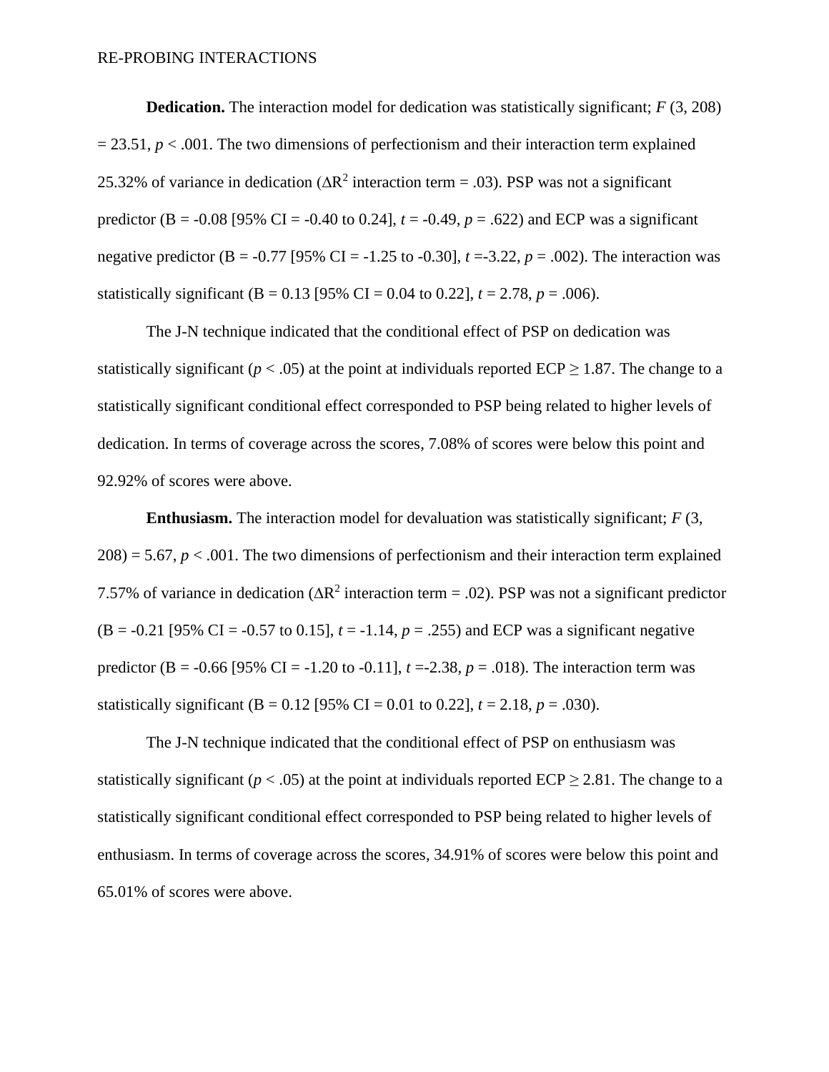**Dedication.** The interaction model for dedication was statistically significant; *F* (3, 208) = 23.51, *p* < .001. The two dimensions of perfectionism and their interaction term explained 25.32% of variance in dedication ($\Delta R^2$ interaction term = .03). PSP was not a significant predictor (B = -0.08 [95% CI = -0.40 to 0.24], *t* = -0.49, *p* = .622) and ECP was a significant negative predictor (B = -0.77 [95% CI = -1.25 to -0.30], *t* =-3.22, *p* = .002). The interaction was statistically significant (B = 0.13 [95% CI = 0.04 to 0.22], *t* = 2.78, *p* = .006).

The J-N technique indicated that the conditional effect of PSP on dedication was statistically significant (*p* < .05) at the point at individuals reported ECP ≥ 1.87. The change to a statistically significant conditional effect corresponded to PSP being related to higher levels of dedication. In terms of coverage across the scores, 7.08% of scores were below this point and 92.92% of scores were above.

**Enthusiasm.** The interaction model for devaluation was statistically significant; *F* (3, 208) = 5.67, *p* < .001. The two dimensions of perfectionism and their interaction term explained 7.57% of variance in dedication ($\Delta R^2$ interaction term = .02). PSP was not a significant predictor (B = -0.21 [95% CI = -0.57 to 0.15], *t* = -1.14, *p* = .255) and ECP was a significant negative predictor (B = -0.66 [95% CI = -1.20 to -0.11], *t* =-2.38, *p* = .018). The interaction term was statistically significant (B = 0.12 [95% CI = 0.01 to 0.22], *t* = 2.18, *p* = .030).

The J-N technique indicated that the conditional effect of PSP on enthusiasm was statistically significant (*p* < .05) at the point at individuals reported ECP ≥ 2.81. The change to a statistically significant conditional effect corresponded to PSP being related to higher levels of enthusiasm. In terms of coverage across the scores, 34.91% of scores were below this point and 65.01% of scores were above.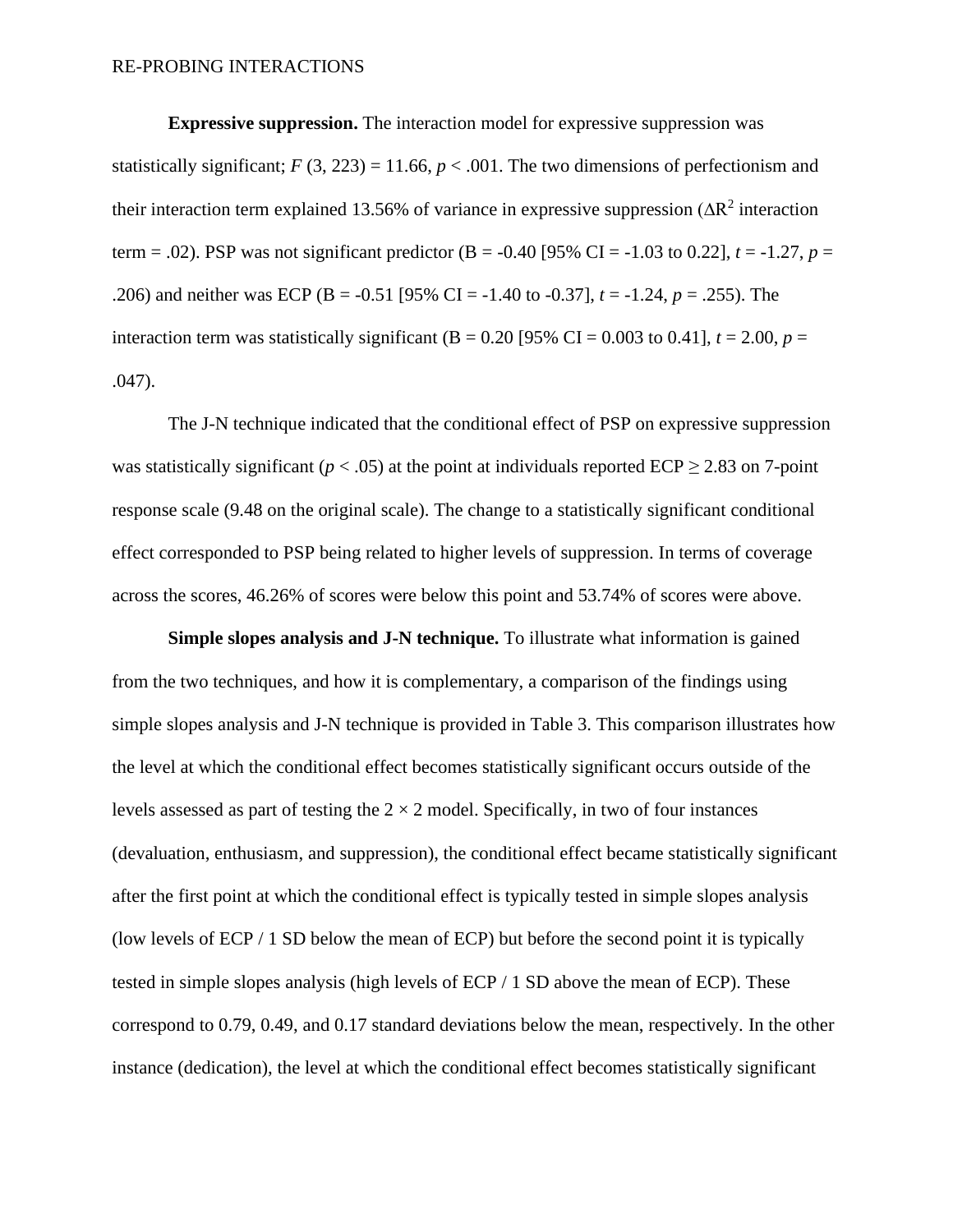**Expressive suppression.** The interaction model for expressive suppression was statistically significant; $F$ (3, 223) = 11.66, $p$ < .001. The two dimensions of perfectionism and their interaction term explained 13.56% of variance in expressive suppression ($\Delta R^2$ interaction term = .02). PSP was not significant predictor (B = -0.40 [95% CI = -1.03 to 0.22], $t$ = -1.27, $p$ = .206) and neither was ECP (B = -0.51 [95% CI = -1.40 to -0.37], $t$ = -1.24, $p$ = .255). The interaction term was statistically significant (B = 0.20 [95% CI = 0.003 to 0.41], $t$ = 2.00, $p$ = .047).

The J-N technique indicated that the conditional effect of PSP on expressive suppression was statistically significant ($p$ < .05) at the point at individuals reported ECP ≥ 2.83 on 7-point response scale (9.48 on the original scale). The change to a statistically significant conditional effect corresponded to PSP being related to higher levels of suppression. In terms of coverage across the scores, 46.26% of scores were below this point and 53.74% of scores were above.

**Simple slopes analysis and J-N technique.** To illustrate what information is gained from the two techniques, and how it is complementary, a comparison of the findings using simple slopes analysis and J-N technique is provided in Table 3. This comparison illustrates how the level at which the conditional effect becomes statistically significant occurs outside of the levels assessed as part of testing the 2 × 2 model. Specifically, in two of four instances (devaluation, enthusiasm, and suppression), the conditional effect became statistically significant after the first point at which the conditional effect is typically tested in simple slopes analysis (low levels of ECP / 1 SD below the mean of ECP) but before the second point it is typically tested in simple slopes analysis (high levels of ECP / 1 SD above the mean of ECP). These correspond to 0.79, 0.49, and 0.17 standard deviations below the mean, respectively. In the other instance (dedication), the level at which the conditional effect becomes statistically significant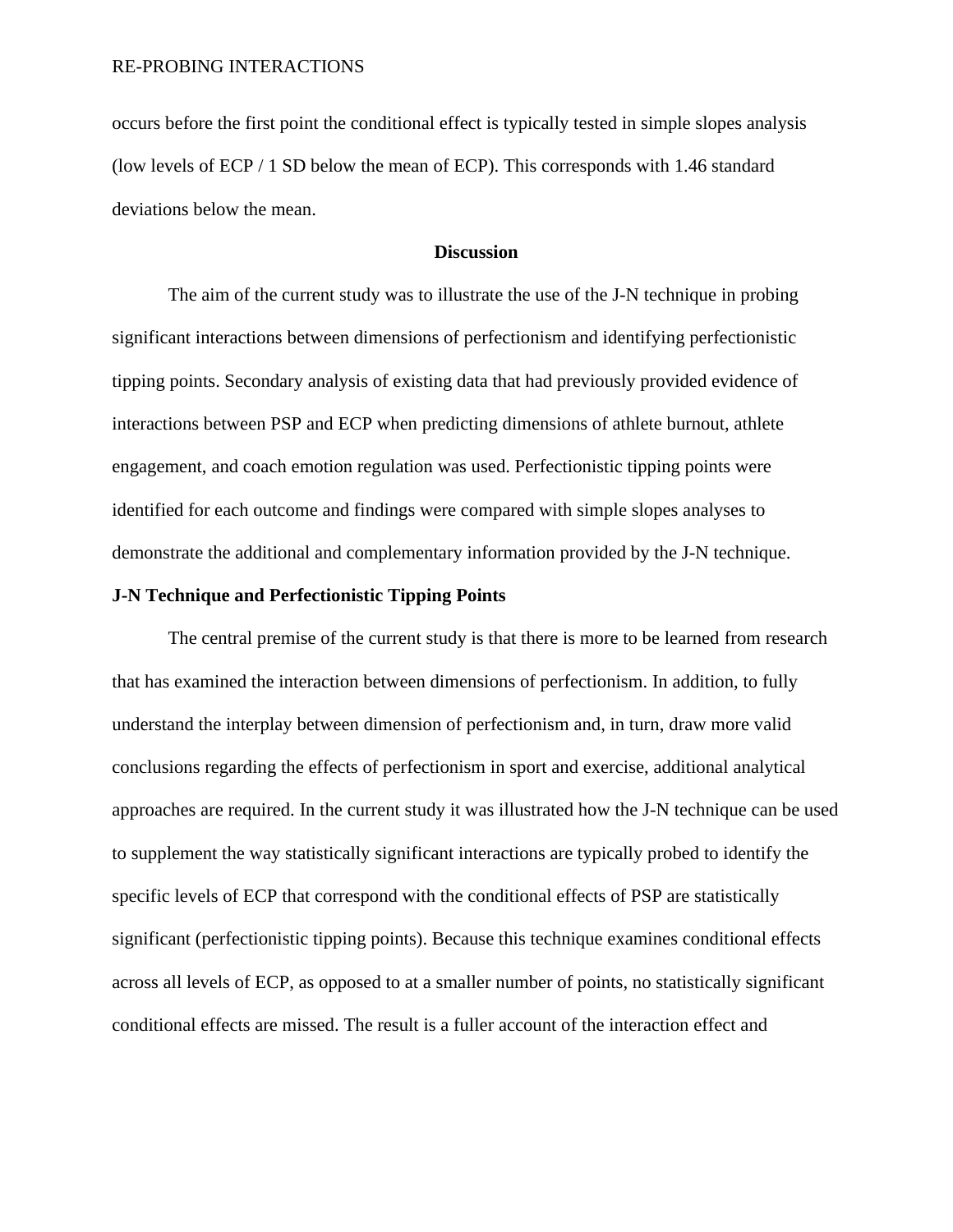occurs before the first point the conditional effect is typically tested in simple slopes analysis (low levels of ECP / 1 SD below the mean of ECP). This corresponds with 1.46 standard deviations below the mean.

## Discussion

The aim of the current study was to illustrate the use of the J-N technique in probing significant interactions between dimensions of perfectionism and identifying perfectionistic tipping points. Secondary analysis of existing data that had previously provided evidence of interactions between PSP and ECP when predicting dimensions of athlete burnout, athlete engagement, and coach emotion regulation was used. Perfectionistic tipping points were identified for each outcome and findings were compared with simple slopes analyses to demonstrate the additional and complementary information provided by the J-N technique.

### J-N Technique and Perfectionistic Tipping Points

The central premise of the current study is that there is more to be learned from research that has examined the interaction between dimensions of perfectionism. In addition, to fully understand the interplay between dimension of perfectionism and, in turn, draw more valid conclusions regarding the effects of perfectionism in sport and exercise, additional analytical approaches are required. In the current study it was illustrated how the J-N technique can be used to supplement the way statistically significant interactions are typically probed to identify the specific levels of ECP that correspond with the conditional effects of PSP are statistically significant (perfectionistic tipping points). Because this technique examines conditional effects across all levels of ECP, as opposed to at a smaller number of points, no statistically significant conditional effects are missed. The result is a fuller account of the interaction effect and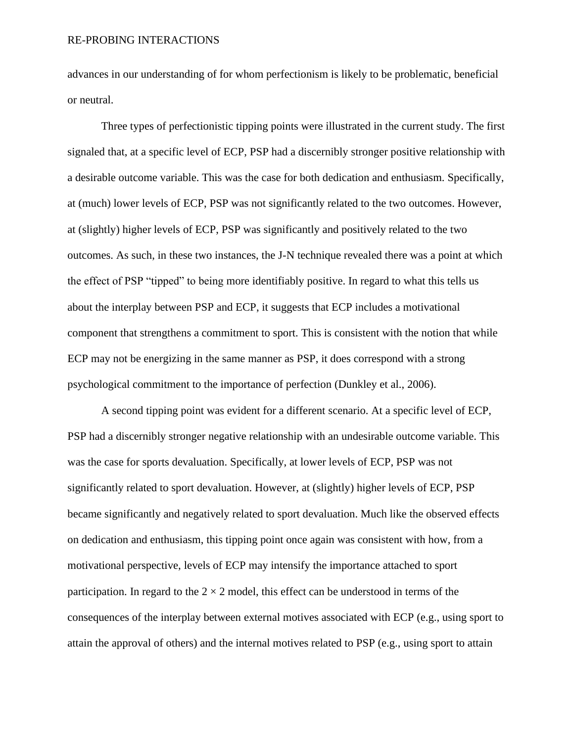advances in our understanding of for whom perfectionism is likely to be problematic, beneficial or neutral.

Three types of perfectionistic tipping points were illustrated in the current study. The first signaled that, at a specific level of ECP, PSP had a discernibly stronger positive relationship with a desirable outcome variable. This was the case for both dedication and enthusiasm. Specifically, at (much) lower levels of ECP, PSP was not significantly related to the two outcomes. However, at (slightly) higher levels of ECP, PSP was significantly and positively related to the two outcomes. As such, in these two instances, the J-N technique revealed there was a point at which the effect of PSP "tipped" to being more identifiably positive. In regard to what this tells us about the interplay between PSP and ECP, it suggests that ECP includes a motivational component that strengthens a commitment to sport. This is consistent with the notion that while ECP may not be energizing in the same manner as PSP, it does correspond with a strong psychological commitment to the importance of perfection (Dunkley et al., 2006).

A second tipping point was evident for a different scenario. At a specific level of ECP, PSP had a discernibly stronger negative relationship with an undesirable outcome variable. This was the case for sports devaluation. Specifically, at lower levels of ECP, PSP was not significantly related to sport devaluation. However, at (slightly) higher levels of ECP, PSP became significantly and negatively related to sport devaluation. Much like the observed effects on dedication and enthusiasm, this tipping point once again was consistent with how, from a motivational perspective, levels of ECP may intensify the importance attached to sport participation. In regard to the 2 × 2 model, this effect can be understood in terms of the consequences of the interplay between external motives associated with ECP (e.g., using sport to attain the approval of others) and the internal motives related to PSP (e.g., using sport to attain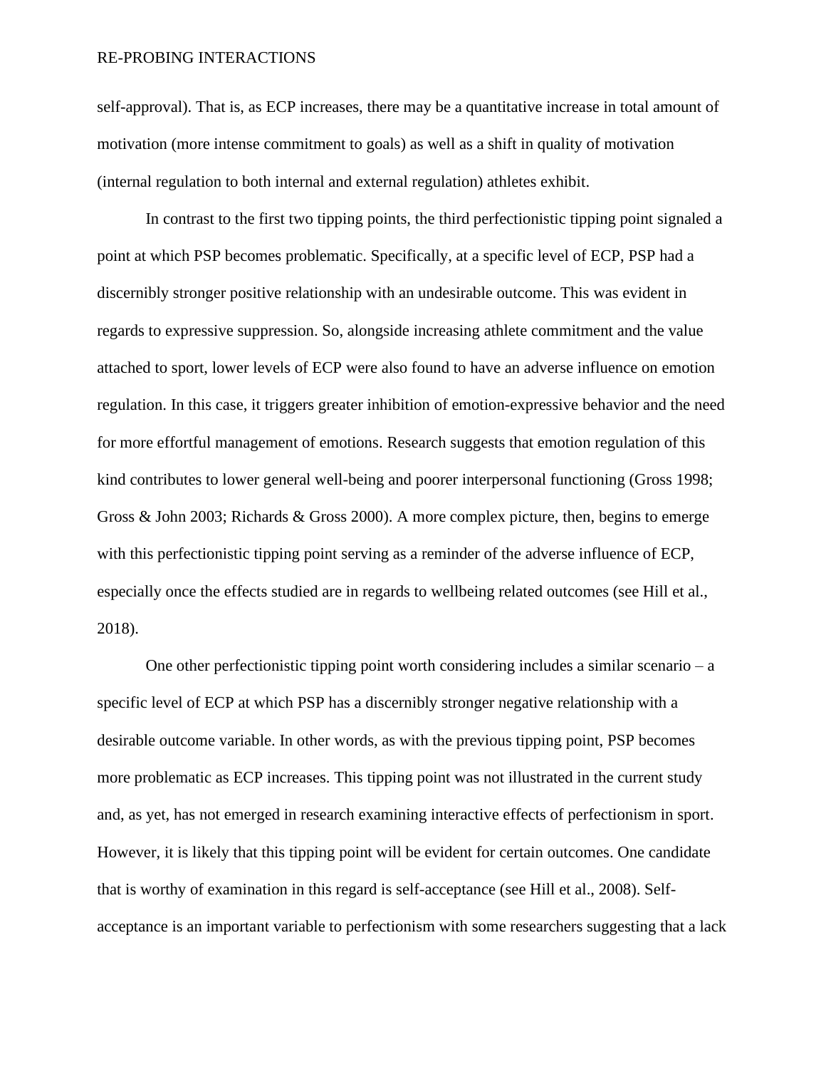self-approval). That is, as ECP increases, there may be a quantitative increase in total amount of motivation (more intense commitment to goals) as well as a shift in quality of motivation (internal regulation to both internal and external regulation) athletes exhibit.

In contrast to the first two tipping points, the third perfectionistic tipping point signaled a point at which PSP becomes problematic. Specifically, at a specific level of ECP, PSP had a discernibly stronger positive relationship with an undesirable outcome. This was evident in regards to expressive suppression. So, alongside increasing athlete commitment and the value attached to sport, lower levels of ECP were also found to have an adverse influence on emotion regulation. In this case, it triggers greater inhibition of emotion-expressive behavior and the need for more effortful management of emotions. Research suggests that emotion regulation of this kind contributes to lower general well-being and poorer interpersonal functioning (Gross 1998; Gross & John 2003; Richards & Gross 2000). A more complex picture, then, begins to emerge with this perfectionistic tipping point serving as a reminder of the adverse influence of ECP, especially once the effects studied are in regards to wellbeing related outcomes (see Hill et al., 2018).

One other perfectionistic tipping point worth considering includes a similar scenario – a specific level of ECP at which PSP has a discernibly stronger negative relationship with a desirable outcome variable. In other words, as with the previous tipping point, PSP becomes more problematic as ECP increases. This tipping point was not illustrated in the current study and, as yet, has not emerged in research examining interactive effects of perfectionism in sport. However, it is likely that this tipping point will be evident for certain outcomes. One candidate that is worthy of examination in this regard is self-acceptance (see Hill et al., 2008). Self-acceptance is an important variable to perfectionism with some researchers suggesting that a lack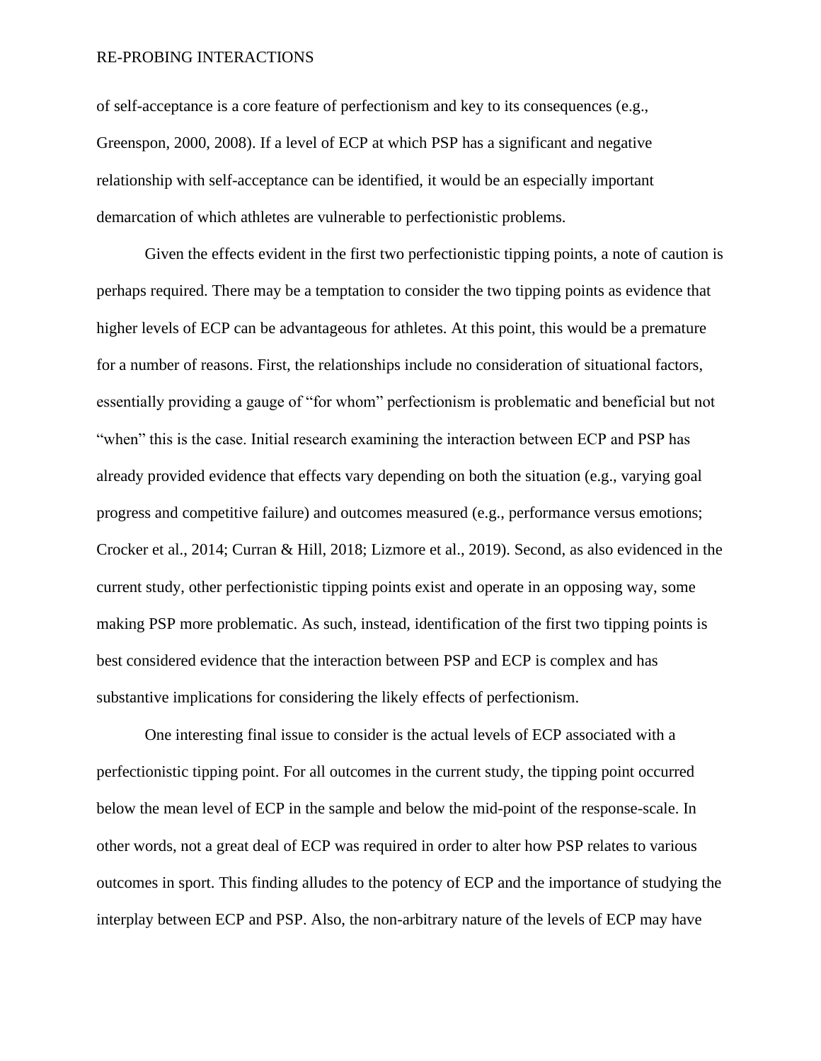of self-acceptance is a core feature of perfectionism and key to its consequences (e.g., Greenspon, 2000, 2008). If a level of ECP at which PSP has a significant and negative relationship with self-acceptance can be identified, it would be an especially important demarcation of which athletes are vulnerable to perfectionistic problems.

Given the effects evident in the first two perfectionistic tipping points, a note of caution is perhaps required. There may be a temptation to consider the two tipping points as evidence that higher levels of ECP can be advantageous for athletes. At this point, this would be a premature for a number of reasons. First, the relationships include no consideration of situational factors, essentially providing a gauge of "for whom" perfectionism is problematic and beneficial but not "when" this is the case. Initial research examining the interaction between ECP and PSP has already provided evidence that effects vary depending on both the situation (e.g., varying goal progress and competitive failure) and outcomes measured (e.g., performance versus emotions; Crocker et al., 2014; Curran & Hill, 2018; Lizmore et al., 2019). Second, as also evidenced in the current study, other perfectionistic tipping points exist and operate in an opposing way, some making PSP more problematic. As such, instead, identification of the first two tipping points is best considered evidence that the interaction between PSP and ECP is complex and has substantive implications for considering the likely effects of perfectionism.

One interesting final issue to consider is the actual levels of ECP associated with a perfectionistic tipping point. For all outcomes in the current study, the tipping point occurred below the mean level of ECP in the sample and below the mid-point of the response-scale. In other words, not a great deal of ECP was required in order to alter how PSP relates to various outcomes in sport. This finding alludes to the potency of ECP and the importance of studying the interplay between ECP and PSP. Also, the non-arbitrary nature of the levels of ECP may have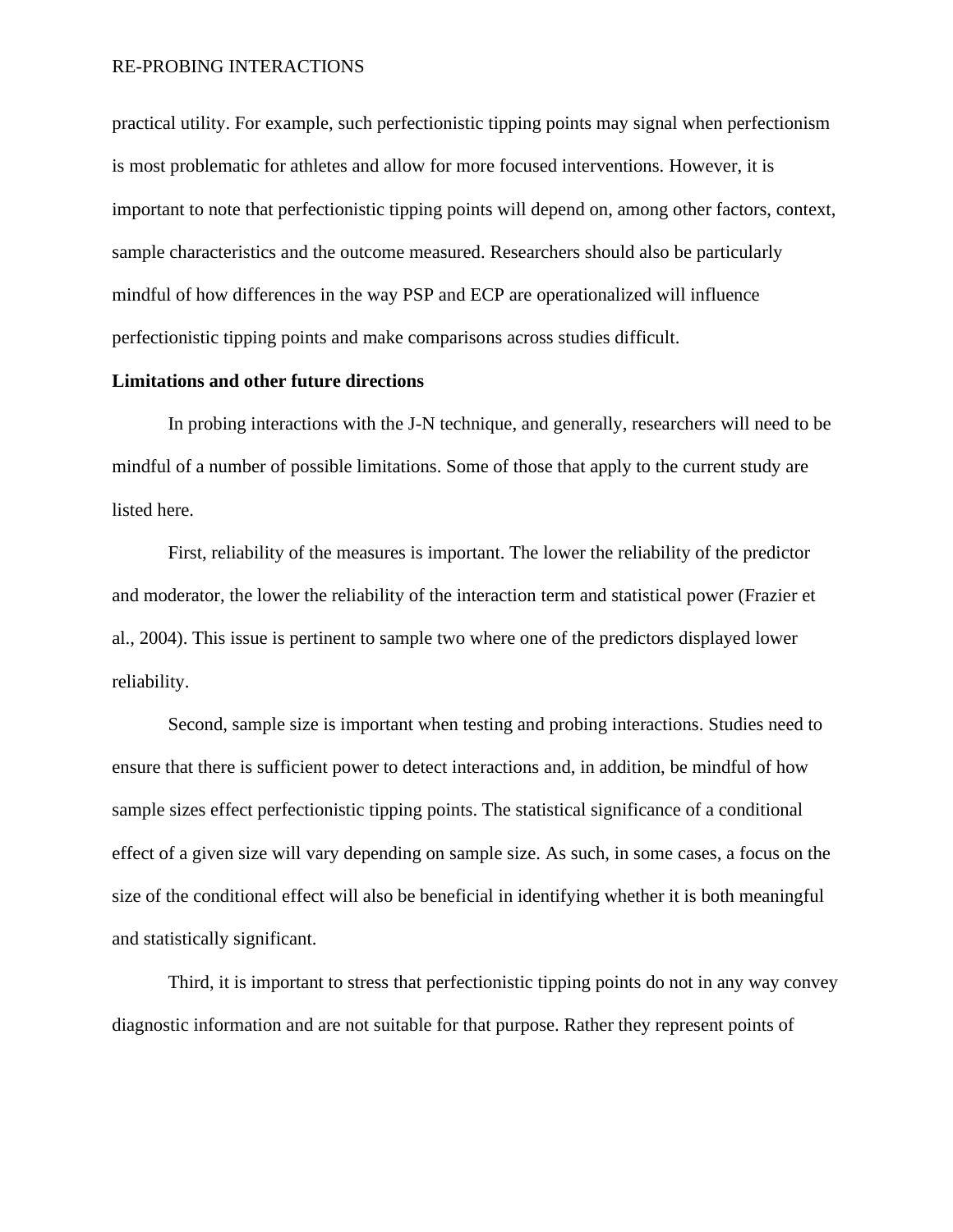practical utility. For example, such perfectionistic tipping points may signal when perfectionism is most problematic for athletes and allow for more focused interventions. However, it is important to note that perfectionistic tipping points will depend on, among other factors, context, sample characteristics and the outcome measured. Researchers should also be particularly mindful of how differences in the way PSP and ECP are operationalized will influence perfectionistic tipping points and make comparisons across studies difficult.

**Limitations and other future directions**

In probing interactions with the J-N technique, and generally, researchers will need to be mindful of a number of possible limitations. Some of those that apply to the current study are listed here.

First, reliability of the measures is important. The lower the reliability of the predictor and moderator, the lower the reliability of the interaction term and statistical power (Frazier et al., 2004). This issue is pertinent to sample two where one of the predictors displayed lower reliability.

Second, sample size is important when testing and probing interactions. Studies need to ensure that there is sufficient power to detect interactions and, in addition, be mindful of how sample sizes effect perfectionistic tipping points. The statistical significance of a conditional effect of a given size will vary depending on sample size. As such, in some cases, a focus on the size of the conditional effect will also be beneficial in identifying whether it is both meaningful and statistically significant.

Third, it is important to stress that perfectionistic tipping points do not in any way convey diagnostic information and are not suitable for that purpose. Rather they represent points of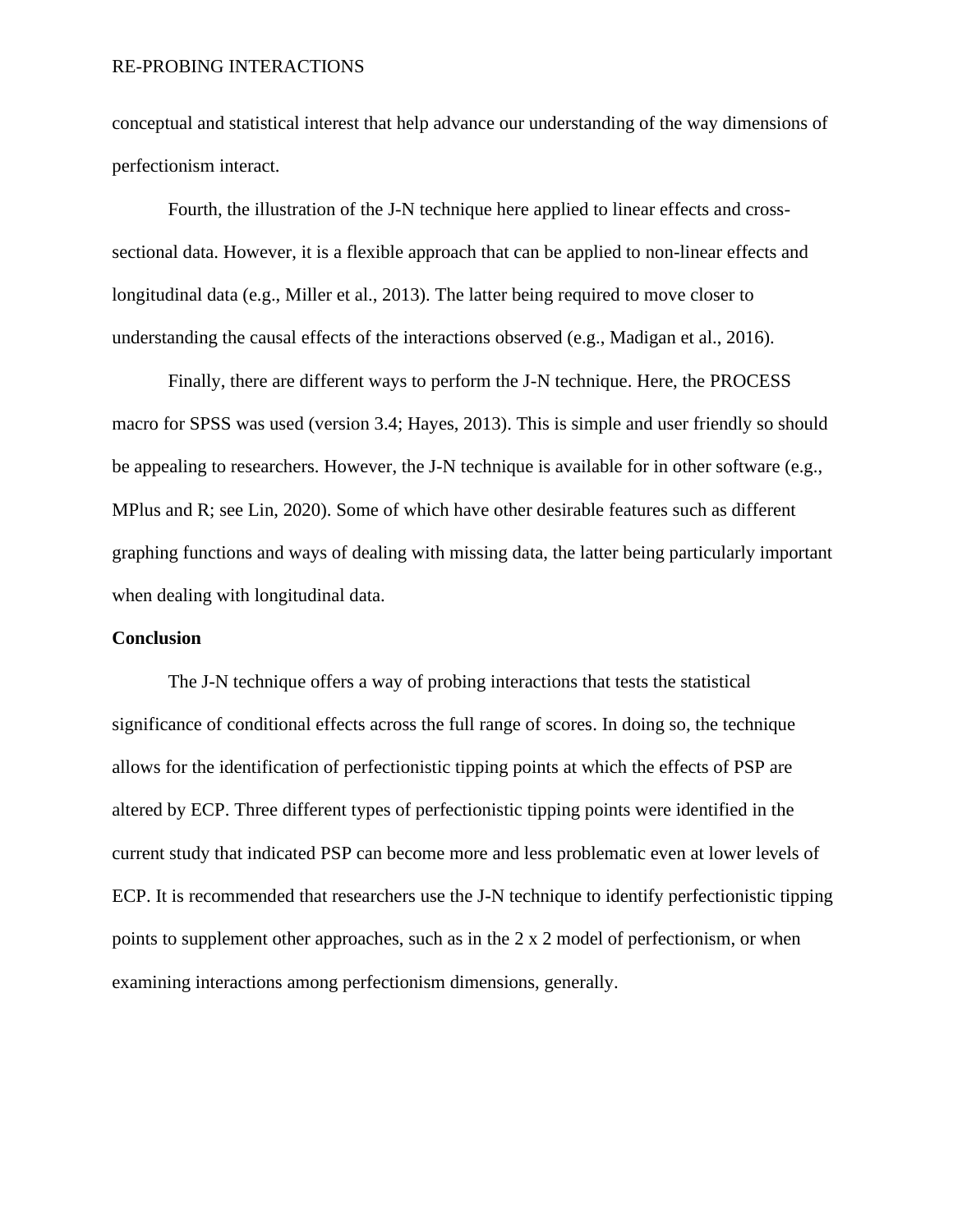conceptual and statistical interest that help advance our understanding of the way dimensions of perfectionism interact.

Fourth, the illustration of the J-N technique here applied to linear effects and cross-sectional data. However, it is a flexible approach that can be applied to non-linear effects and longitudinal data (e.g., Miller et al., 2013). The latter being required to move closer to understanding the causal effects of the interactions observed (e.g., Madigan et al., 2016).

Finally, there are different ways to perform the J-N technique. Here, the PROCESS macro for SPSS was used (version 3.4; Hayes, 2013). This is simple and user friendly so should be appealing to researchers. However, the J-N technique is available for in other software (e.g., MPlus and R; see Lin, 2020). Some of which have other desirable features such as different graphing functions and ways of dealing with missing data, the latter being particularly important when dealing with longitudinal data.

**Conclusion**

The J-N technique offers a way of probing interactions that tests the statistical significance of conditional effects across the full range of scores. In doing so, the technique allows for the identification of perfectionistic tipping points at which the effects of PSP are altered by ECP. Three different types of perfectionistic tipping points were identified in the current study that indicated PSP can become more and less problematic even at lower levels of ECP. It is recommended that researchers use the J-N technique to identify perfectionistic tipping points to supplement other approaches, such as in the 2 x 2 model of perfectionism, or when examining interactions among perfectionism dimensions, generally.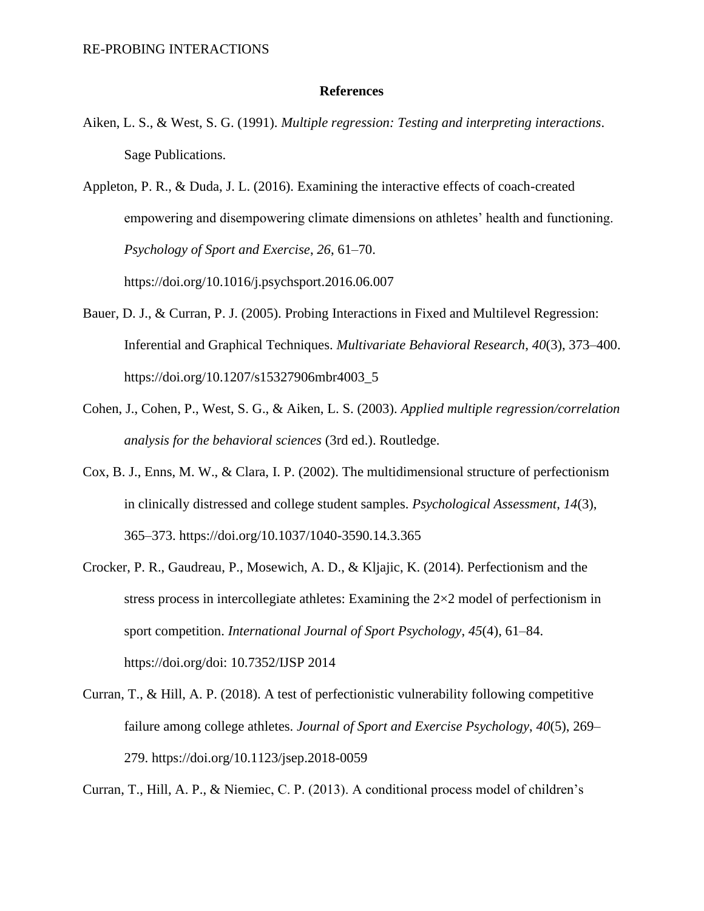# References

Aiken, L. S., & West, S. G. (1991). *Multiple regression: Testing and interpreting interactions*. Sage Publications.

Appleton, P. R., & Duda, J. L. (2016). Examining the interactive effects of coach-created empowering and disempowering climate dimensions on athletes' health and functioning. *Psychology of Sport and Exercise*, *26*, 61–70. https://doi.org/10.1016/j.psychsport.2016.06.007

Bauer, D. J., & Curran, P. J. (2005). Probing Interactions in Fixed and Multilevel Regression: Inferential and Graphical Techniques. *Multivariate Behavioral Research*, *40*(3), 373–400. https://doi.org/10.1207/s15327906mbr4003_5

Cohen, J., Cohen, P., West, S. G., & Aiken, L. S. (2003). *Applied multiple regression/correlation analysis for the behavioral sciences* (3rd ed.). Routledge.

Cox, B. J., Enns, M. W., & Clara, I. P. (2002). The multidimensional structure of perfectionism in clinically distressed and college student samples. *Psychological Assessment*, *14*(3), 365–373. https://doi.org/10.1037/1040-3590.14.3.365

Crocker, P. R., Gaudreau, P., Mosewich, A. D., & Kljajic, K. (2014). Perfectionism and the stress process in intercollegiate athletes: Examining the 2×2 model of perfectionism in sport competition. *International Journal of Sport Psychology*, *45*(4), 61–84. https://doi.org/doi: 10.7352/IJSP 2014

Curran, T., & Hill, A. P. (2018). A test of perfectionistic vulnerability following competitive failure among college athletes. *Journal of Sport and Exercise Psychology*, *40*(5), 269–279. https://doi.org/10.1123/jsep.2018-0059

Curran, T., Hill, A. P., & Niemiec, C. P. (2013). A conditional process model of children's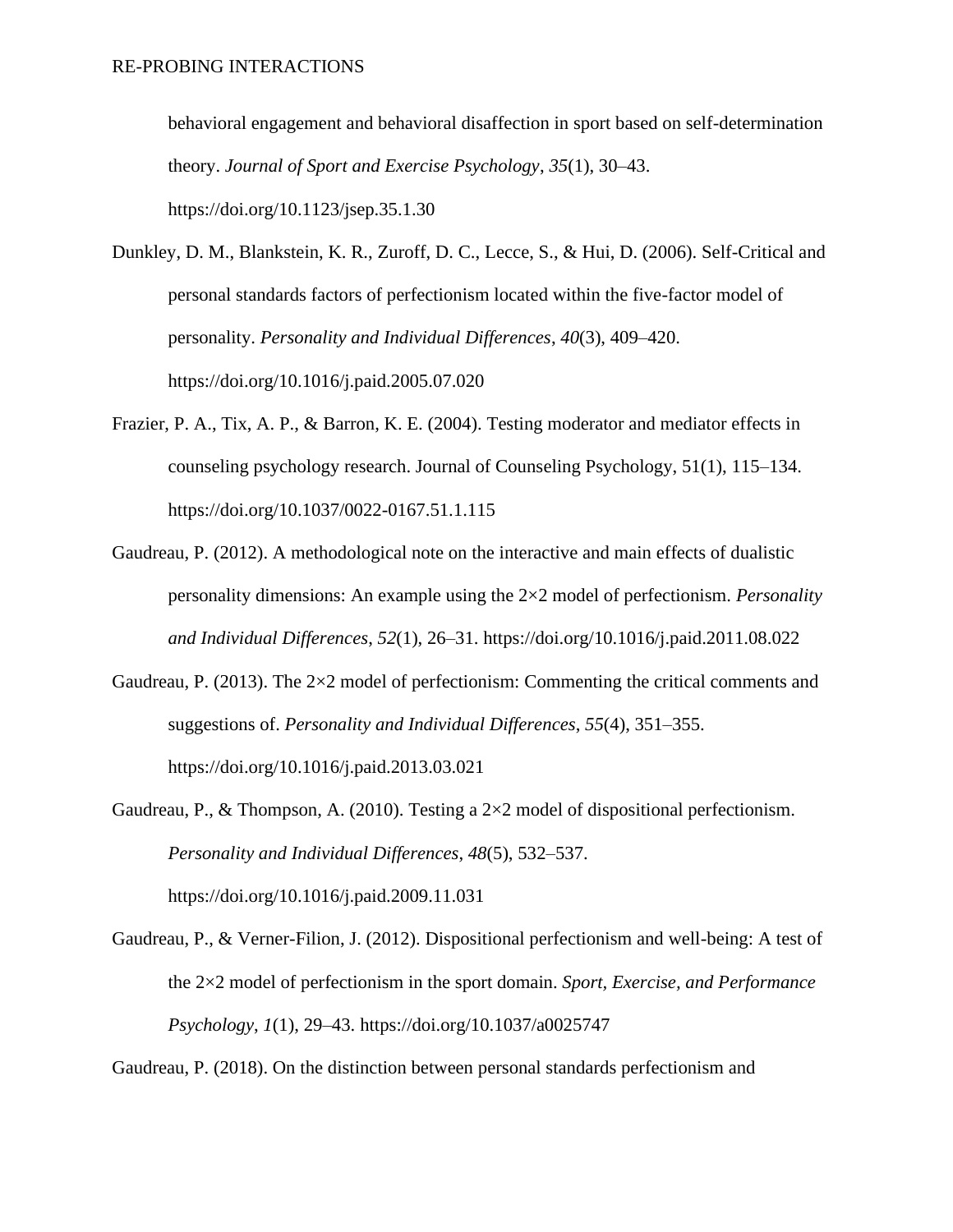behavioral engagement and behavioral disaffection in sport based on self-determination theory. *Journal of Sport and Exercise Psychology*, *35*(1), 30–43. https://doi.org/10.1123/jsep.35.1.30

Dunkley, D. M., Blankstein, K. R., Zuroff, D. C., Lecce, S., & Hui, D. (2006). Self-Critical and personal standards factors of perfectionism located within the five-factor model of personality. *Personality and Individual Differences*, *40*(3), 409–420. https://doi.org/10.1016/j.paid.2005.07.020

Frazier, P. A., Tix, A. P., & Barron, K. E. (2004). Testing moderator and mediator effects in counseling psychology research. Journal of Counseling Psychology, 51(1), 115–134. https://doi.org/10.1037/0022-0167.51.1.115

Gaudreau, P. (2012). A methodological note on the interactive and main effects of dualistic personality dimensions: An example using the 2×2 model of perfectionism. *Personality and Individual Differences*, *52*(1), 26–31. https://doi.org/10.1016/j.paid.2011.08.022

Gaudreau, P. (2013). The 2×2 model of perfectionism: Commenting the critical comments and suggestions of. *Personality and Individual Differences*, *55*(4), 351–355. https://doi.org/10.1016/j.paid.2013.03.021

Gaudreau, P., & Thompson, A. (2010). Testing a 2×2 model of dispositional perfectionism. *Personality and Individual Differences*, *48*(5), 532–537. https://doi.org/10.1016/j.paid.2009.11.031

Gaudreau, P., & Verner-Filion, J. (2012). Dispositional perfectionism and well-being: A test of the 2×2 model of perfectionism in the sport domain. *Sport, Exercise, and Performance Psychology*, *1*(1), 29–43. https://doi.org/10.1037/a0025747

Gaudreau, P. (2018). On the distinction between personal standards perfectionism and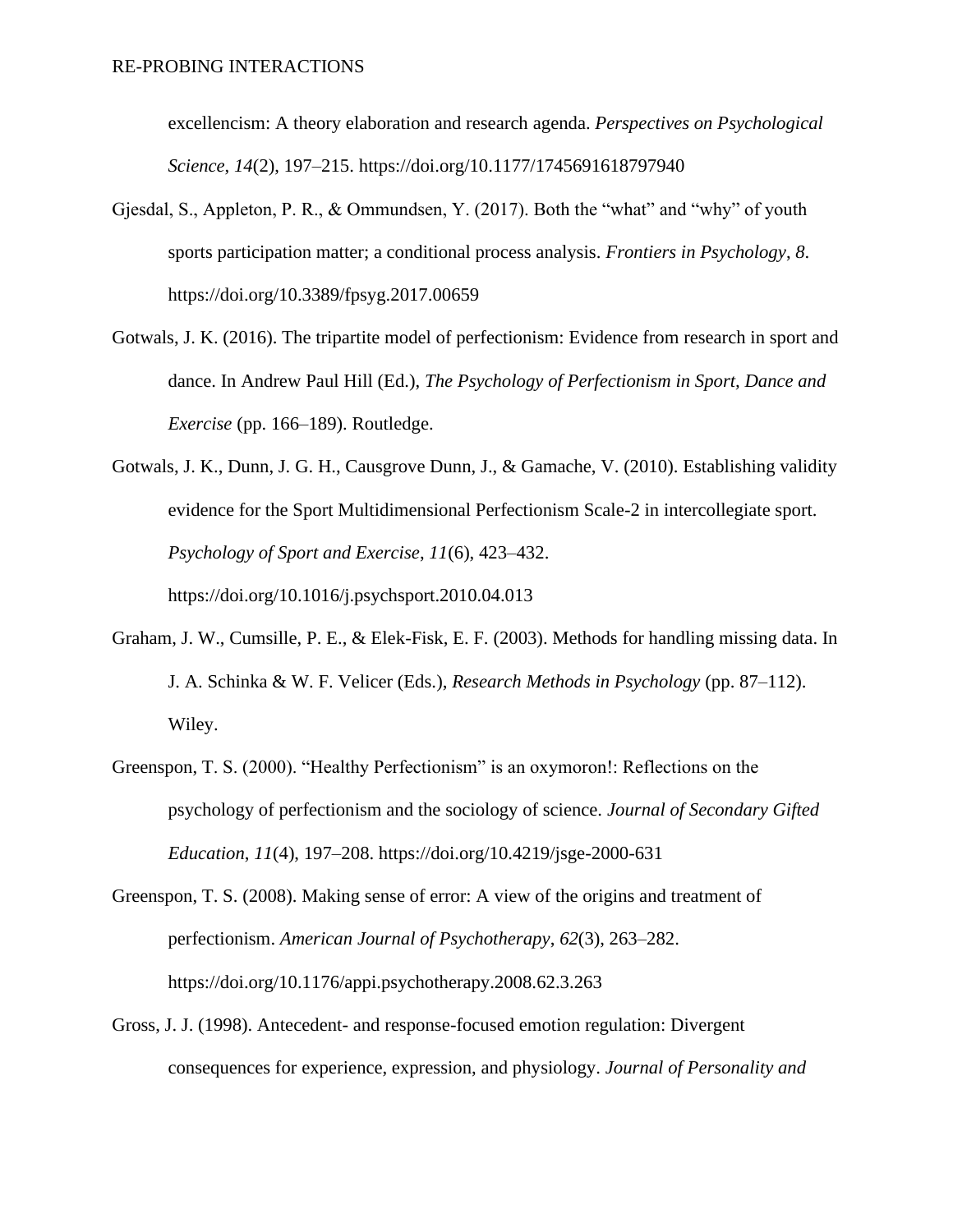excellencism: A theory elaboration and research agenda. *Perspectives on Psychological Science*, *14*(2), 197–215. https://doi.org/10.1177/1745691618797940

Gjesdal, S., Appleton, P. R., & Ommundsen, Y. (2017). Both the "what" and "why" of youth sports participation matter; a conditional process analysis. *Frontiers in Psychology*, *8*. https://doi.org/10.3389/fpsyg.2017.00659

Gotwals, J. K. (2016). The tripartite model of perfectionism: Evidence from research in sport and dance. In Andrew Paul Hill (Ed.), *The Psychology of Perfectionism in Sport, Dance and Exercise* (pp. 166–189). Routledge.

Gotwals, J. K., Dunn, J. G. H., Causgrove Dunn, J., & Gamache, V. (2010). Establishing validity evidence for the Sport Multidimensional Perfectionism Scale-2 in intercollegiate sport. *Psychology of Sport and Exercise*, *11*(6), 423–432. https://doi.org/10.1016/j.psychsport.2010.04.013

Graham, J. W., Cumsille, P. E., & Elek-Fisk, E. F. (2003). Methods for handling missing data. In J. A. Schinka & W. F. Velicer (Eds.), *Research Methods in Psychology* (pp. 87–112). Wiley.

Greenspon, T. S. (2000). "Healthy Perfectionism" is an oxymoron!: Reflections on the psychology of perfectionism and the sociology of science. *Journal of Secondary Gifted Education*, *11*(4), 197–208. https://doi.org/10.4219/jsge-2000-631

Greenspon, T. S. (2008). Making sense of error: A view of the origins and treatment of perfectionism. *American Journal of Psychotherapy*, *62*(3), 263–282. https://doi.org/10.1176/appi.psychotherapy.2008.62.3.263

Gross, J. J. (1998). Antecedent- and response-focused emotion regulation: Divergent consequences for experience, expression, and physiology. *Journal of Personality and*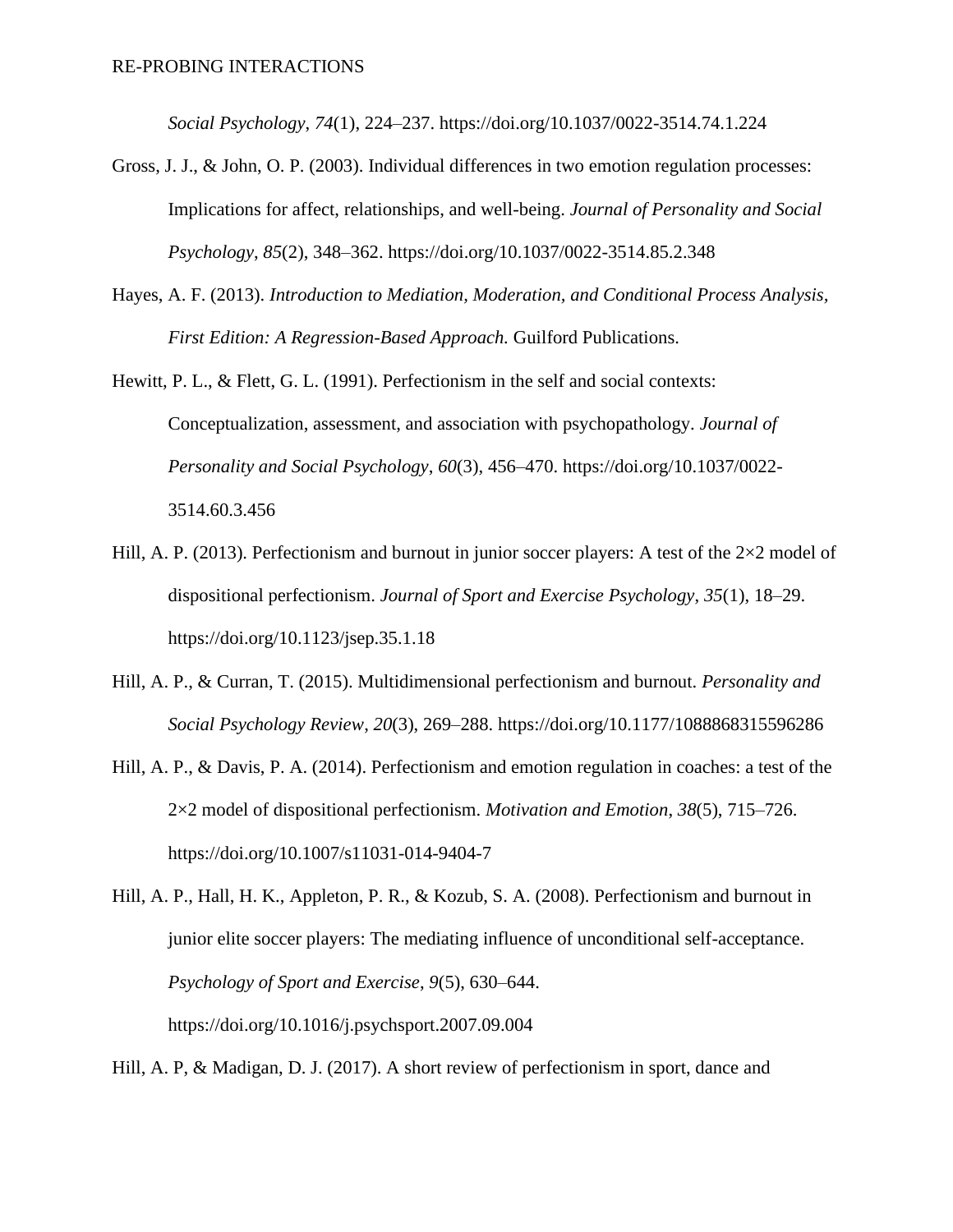*Social Psychology*, *74*(1), 224–237. https://doi.org/10.1037/0022-3514.74.1.224

Gross, J. J., & John, O. P. (2003). Individual differences in two emotion regulation processes: Implications for affect, relationships, and well-being. *Journal of Personality and Social Psychology*, *85*(2), 348–362. https://doi.org/10.1037/0022-3514.85.2.348

Hayes, A. F. (2013). *Introduction to Mediation, Moderation, and Conditional Process Analysis, First Edition: A Regression-Based Approach.* Guilford Publications.

Hewitt, P. L., & Flett, G. L. (1991). Perfectionism in the self and social contexts: Conceptualization, assessment, and association with psychopathology. *Journal of Personality and Social Psychology*, *60*(3), 456–470. https://doi.org/10.1037/0022-3514.60.3.456

Hill, A. P. (2013). Perfectionism and burnout in junior soccer players: A test of the 2×2 model of dispositional perfectionism. *Journal of Sport and Exercise Psychology*, *35*(1), 18–29. https://doi.org/10.1123/jsep.35.1.18

Hill, A. P., & Curran, T. (2015). Multidimensional perfectionism and burnout. *Personality and Social Psychology Review*, *20*(3), 269–288. https://doi.org/10.1177/1088868315596286

Hill, A. P., & Davis, P. A. (2014). Perfectionism and emotion regulation in coaches: a test of the 2×2 model of dispositional perfectionism. *Motivation and Emotion*, *38*(5), 715–726. https://doi.org/10.1007/s11031-014-9404-7

Hill, A. P., Hall, H. K., Appleton, P. R., & Kozub, S. A. (2008). Perfectionism and burnout in junior elite soccer players: The mediating influence of unconditional self-acceptance. *Psychology of Sport and Exercise*, *9*(5), 630–644. https://doi.org/10.1016/j.psychsport.2007.09.004

Hill, A. P, & Madigan, D. J. (2017). A short review of perfectionism in sport, dance and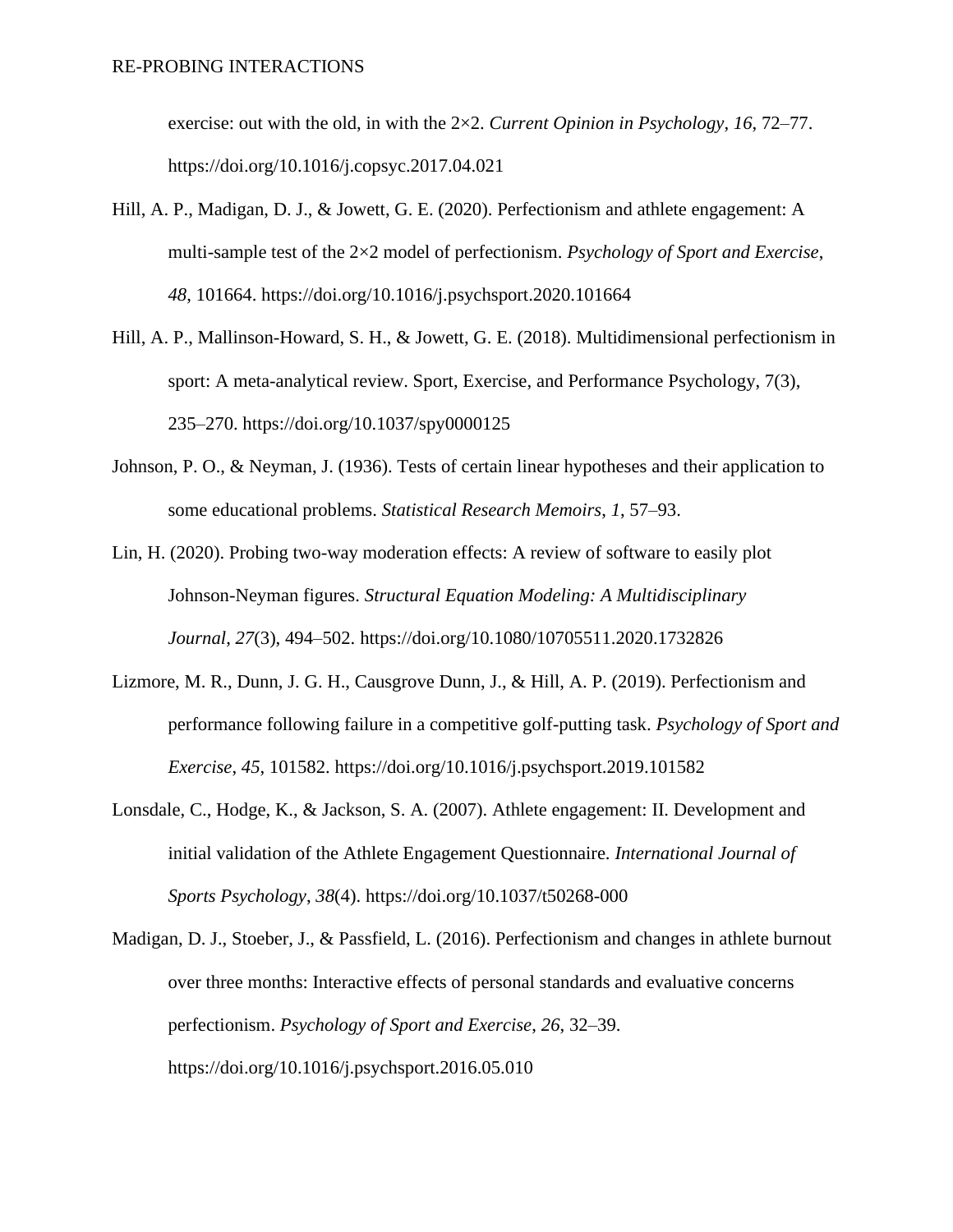exercise: out with the old, in with the 2×2. *Current Opinion in Psychology*, *16*, 72–77. https://doi.org/10.1016/j.copsyc.2017.04.021

Hill, A. P., Madigan, D. J., & Jowett, G. E. (2020). Perfectionism and athlete engagement: A multi-sample test of the 2×2 model of perfectionism. *Psychology of Sport and Exercise*, *48*, 101664. https://doi.org/10.1016/j.psychsport.2020.101664

Hill, A. P., Mallinson-Howard, S. H., & Jowett, G. E. (2018). Multidimensional perfectionism in sport: A meta-analytical review. Sport, Exercise, and Performance Psychology, 7(3), 235–270. https://doi.org/10.1037/spy0000125

Johnson, P. O., & Neyman, J. (1936). Tests of certain linear hypotheses and their application to some educational problems. *Statistical Research Memoirs*, *1*, 57–93.

Lin, H. (2020). Probing two-way moderation effects: A review of software to easily plot Johnson-Neyman figures. *Structural Equation Modeling: A Multidisciplinary Journal*, *27*(3), 494–502. https://doi.org/10.1080/10705511.2020.1732826

Lizmore, M. R., Dunn, J. G. H., Causgrove Dunn, J., & Hill, A. P. (2019). Perfectionism and performance following failure in a competitive golf-putting task. *Psychology of Sport and Exercise*, *45*, 101582. https://doi.org/10.1016/j.psychsport.2019.101582

Lonsdale, C., Hodge, K., & Jackson, S. A. (2007). Athlete engagement: II. Development and initial validation of the Athlete Engagement Questionnaire. *International Journal of Sports Psychology*, *38*(4). https://doi.org/10.1037/t50268-000

Madigan, D. J., Stoeber, J., & Passfield, L. (2016). Perfectionism and changes in athlete burnout over three months: Interactive effects of personal standards and evaluative concerns perfectionism. *Psychology of Sport and Exercise*, *26*, 32–39. https://doi.org/10.1016/j.psychsport.2016.05.010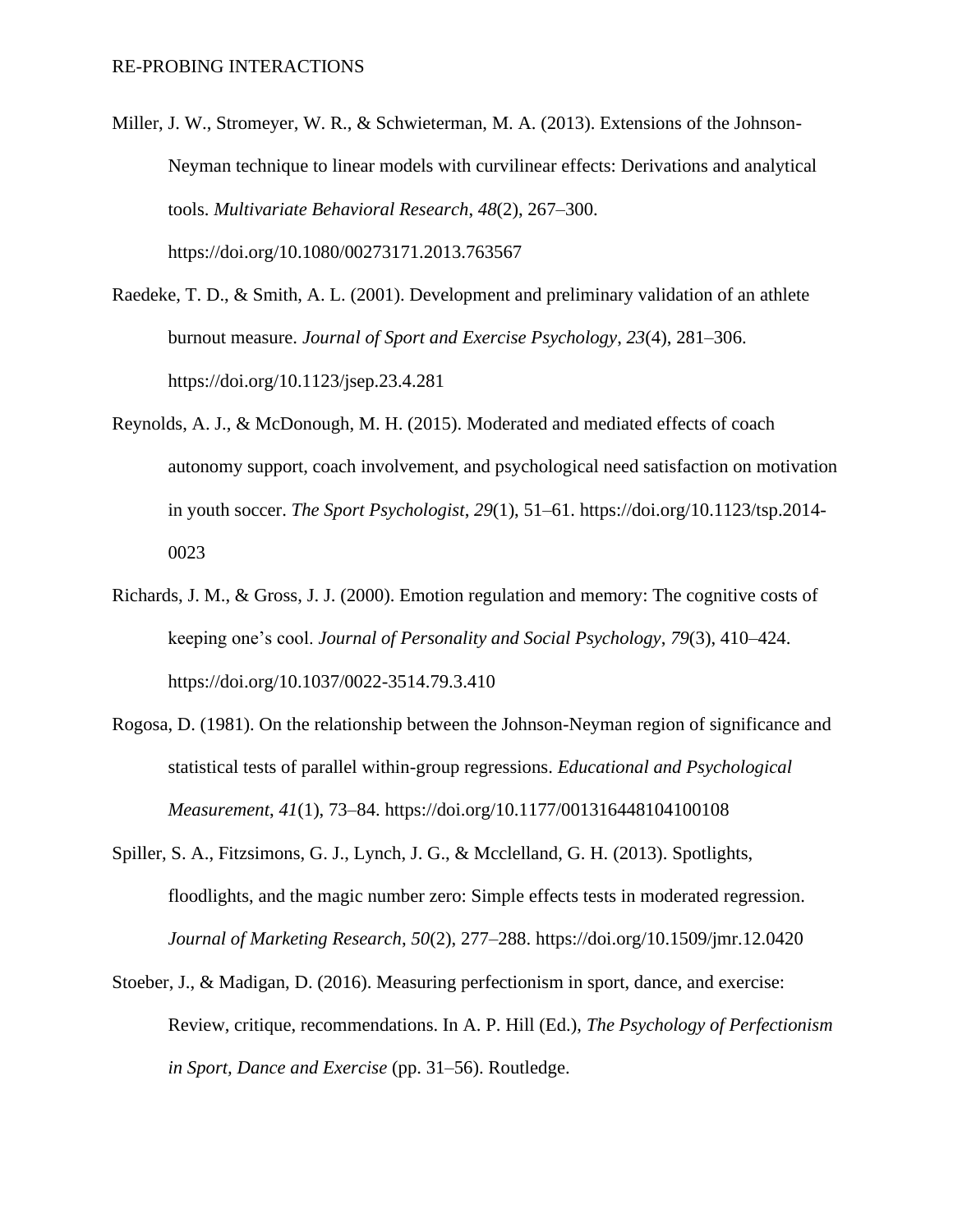Miller, J. W., Stromeyer, W. R., & Schwieterman, M. A. (2013). Extensions of the Johnson-Neyman technique to linear models with curvilinear effects: Derivations and analytical tools. *Multivariate Behavioral Research*, *48*(2), 267–300. https://doi.org/10.1080/00273171.2013.763567

Raedeke, T. D., & Smith, A. L. (2001). Development and preliminary validation of an athlete burnout measure. *Journal of Sport and Exercise Psychology*, *23*(4), 281–306. https://doi.org/10.1123/jsep.23.4.281

Reynolds, A. J., & McDonough, M. H. (2015). Moderated and mediated effects of coach autonomy support, coach involvement, and psychological need satisfaction on motivation in youth soccer. *The Sport Psychologist*, *29*(1), 51–61. https://doi.org/10.1123/tsp.2014-0023

Richards, J. M., & Gross, J. J. (2000). Emotion regulation and memory: The cognitive costs of keeping one's cool. *Journal of Personality and Social Psychology*, *79*(3), 410–424. https://doi.org/10.1037/0022-3514.79.3.410

Rogosa, D. (1981). On the relationship between the Johnson-Neyman region of significance and statistical tests of parallel within-group regressions. *Educational and Psychological Measurement*, *41*(1), 73–84. https://doi.org/10.1177/001316448104100108

Spiller, S. A., Fitzsimons, G. J., Lynch, J. G., & Mcclelland, G. H. (2013). Spotlights, floodlights, and the magic number zero: Simple effects tests in moderated regression. *Journal of Marketing Research*, *50*(2), 277–288. https://doi.org/10.1509/jmr.12.0420

Stoeber, J., & Madigan, D. (2016). Measuring perfectionism in sport, dance, and exercise: Review, critique, recommendations. In A. P. Hill (Ed.), *The Psychology of Perfectionism in Sport, Dance and Exercise* (pp. 31–56). Routledge.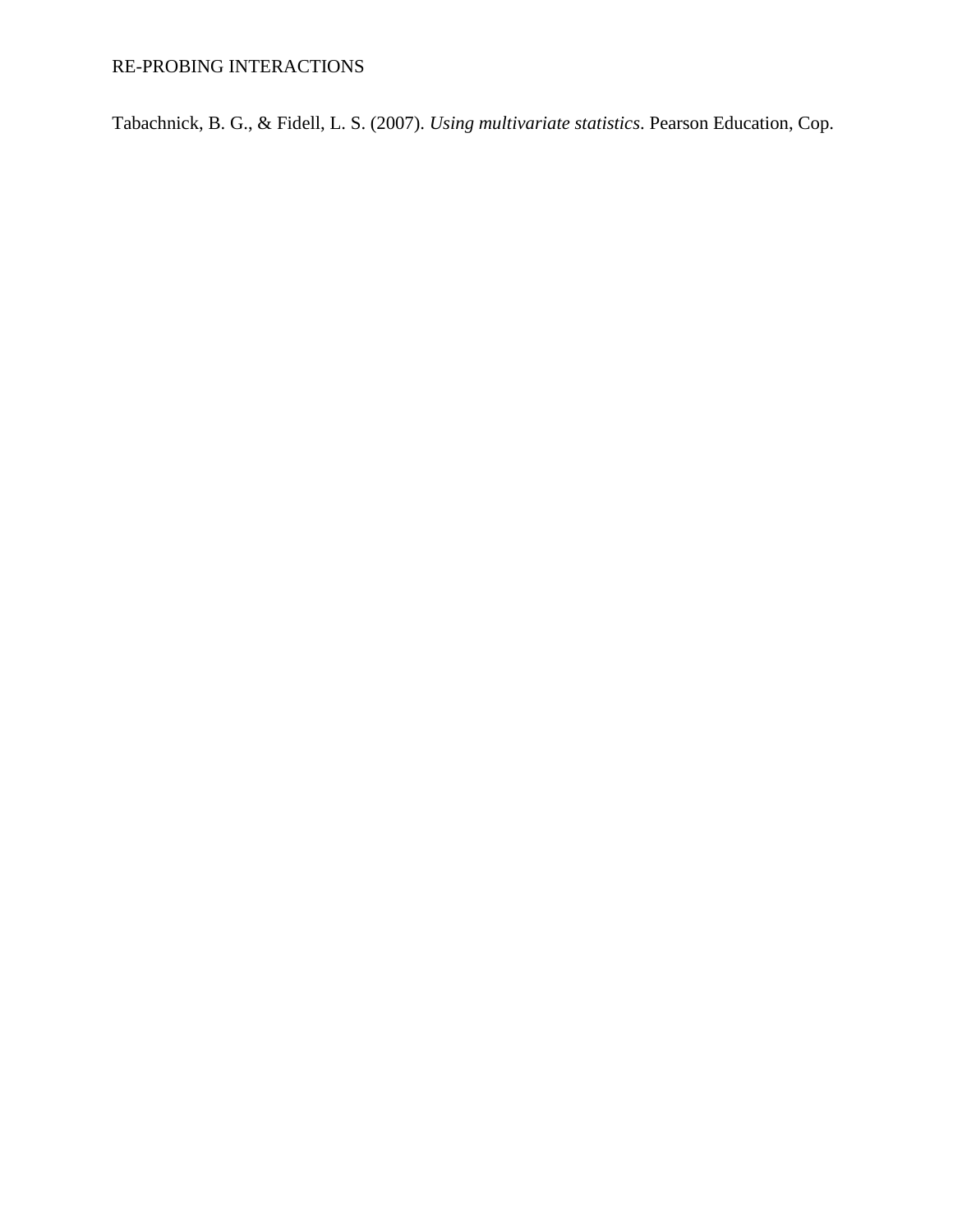Tabachnick, B. G., & Fidell, L. S. (2007). *Using multivariate statistics*. Pearson Education, Cop.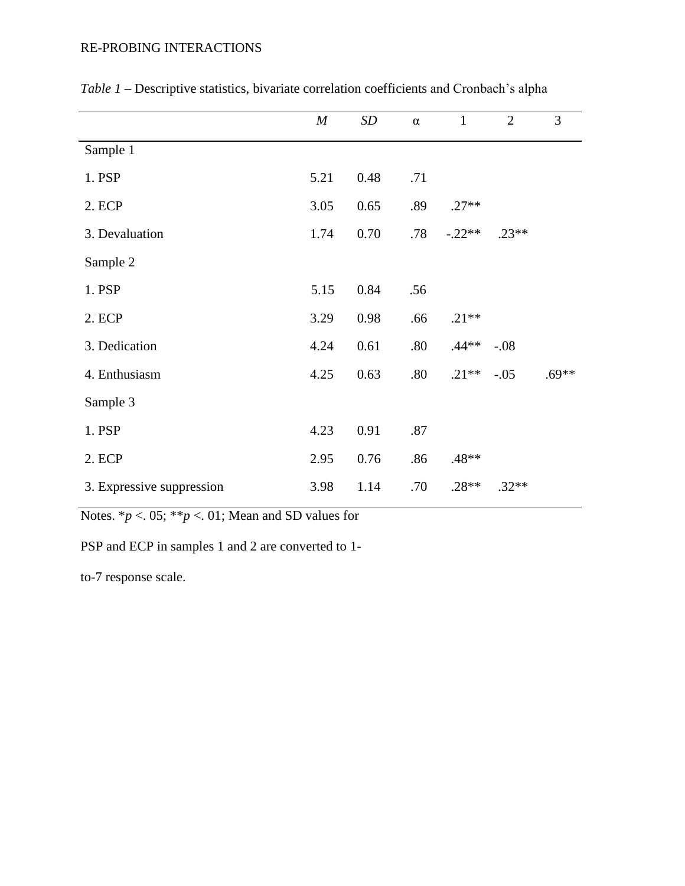*Table 1* – Descriptive statistics, bivariate correlation coefficients and Cronbach's alpha

| | *M* | *SD* | α | 1 | 2 | 3 |
|---|---|---|---|---|---|---|
| Sample 1 | | | | | | |
| 1. PSP | 5.21 | 0.48 | .71 | | | |
| 2. ECP | 3.05 | 0.65 | .89 | .27** | | |
| 3. Devaluation | 1.74 | 0.70 | .78 | -.22** | .23** | |
| Sample 2 | | | | | | |
| 1. PSP | 5.15 | 0.84 | .56 | | | |
| 2. ECP | 3.29 | 0.98 | .66 | .21** | | |
| 3. Dedication | 4.24 | 0.61 | .80 | .44** | -.08 | |
| 4. Enthusiasm | 4.25 | 0.63 | .80 | .21** | -.05 | .69** |
| Sample 3 | | | | | | |
| 1. PSP | 4.23 | 0.91 | .87 | | | |
| 2. ECP | 2.95 | 0.76 | .86 | .48** | | |
| 3. Expressive suppression | 3.98 | 1.14 | .70 | .28** | .32** | |

Notes. \**p* <. 05; \*\**p* <. 01; Mean and SD values for PSP and ECP in samples 1 and 2 are converted to 1-to-7 response scale.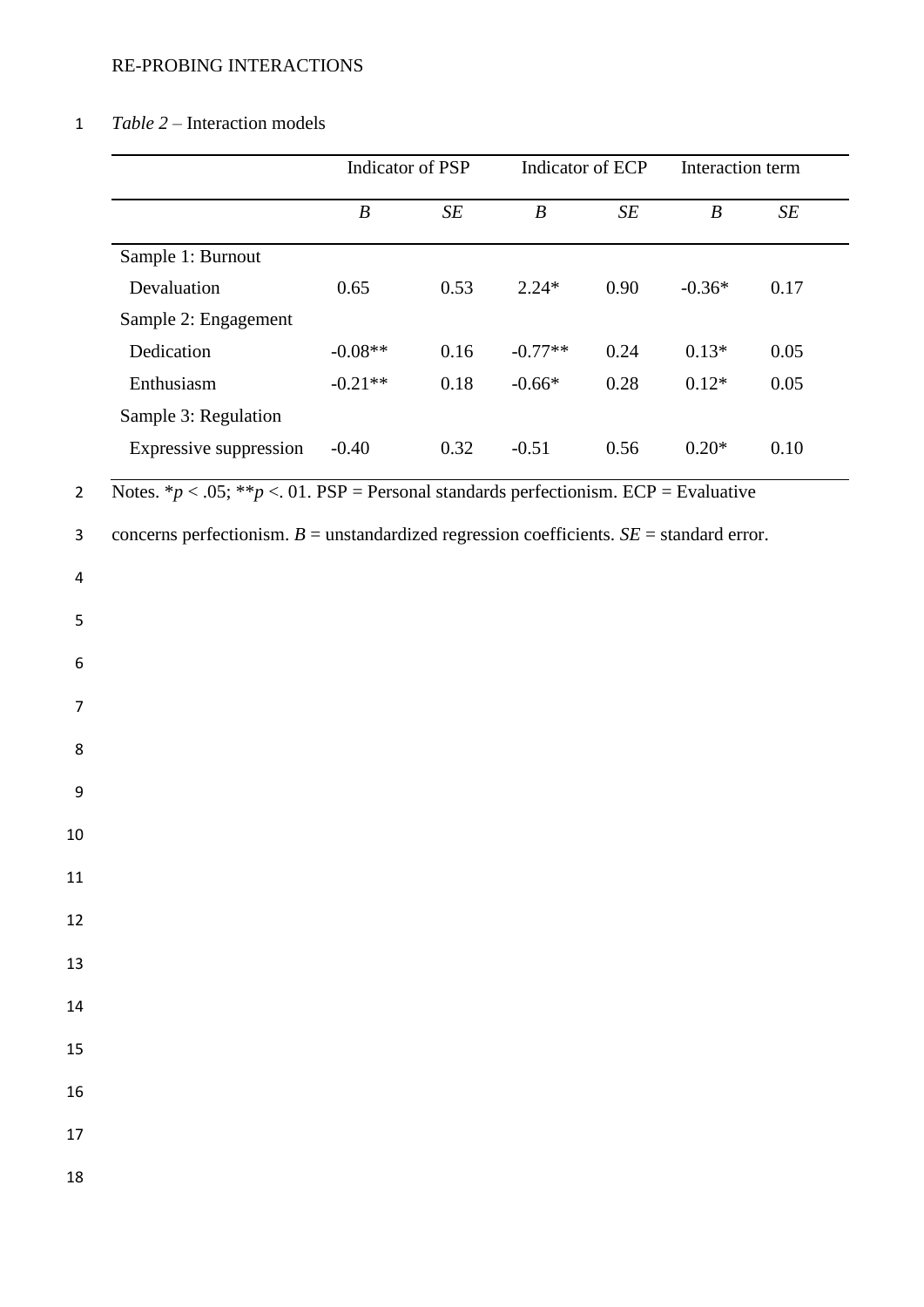*Table 2* – Interaction models

| | Indicator of PSP | | Indicator of ECP | | Interaction term | |
|---|---|---|---|---|---|---|
| | *B* | *SE* | *B* | *SE* | *B* | *SE* |
| Sample 1: Burnout | | | | | | |
| Devaluation | 0.65 | 0.53 | 2.24* | 0.90 | -0.36* | 0.17 |
| Sample 2: Engagement | | | | | | |
| Dedication | -0.08** | 0.16 | -0.77** | 0.24 | 0.13* | 0.05 |
| Enthusiasm | -0.21** | 0.18 | -0.66* | 0.28 | 0.12* | 0.05 |
| Sample 3: Regulation | | | | | | |
| Expressive suppression | -0.40 | 0.32 | -0.51 | 0.56 | 0.20* | 0.10 |

Notes. *$p$ < .05; **$p$ <. 01. PSP = Personal standards perfectionism. ECP = Evaluative concerns perfectionism. *B* = unstandardized regression coefficients. *SE* = standard error.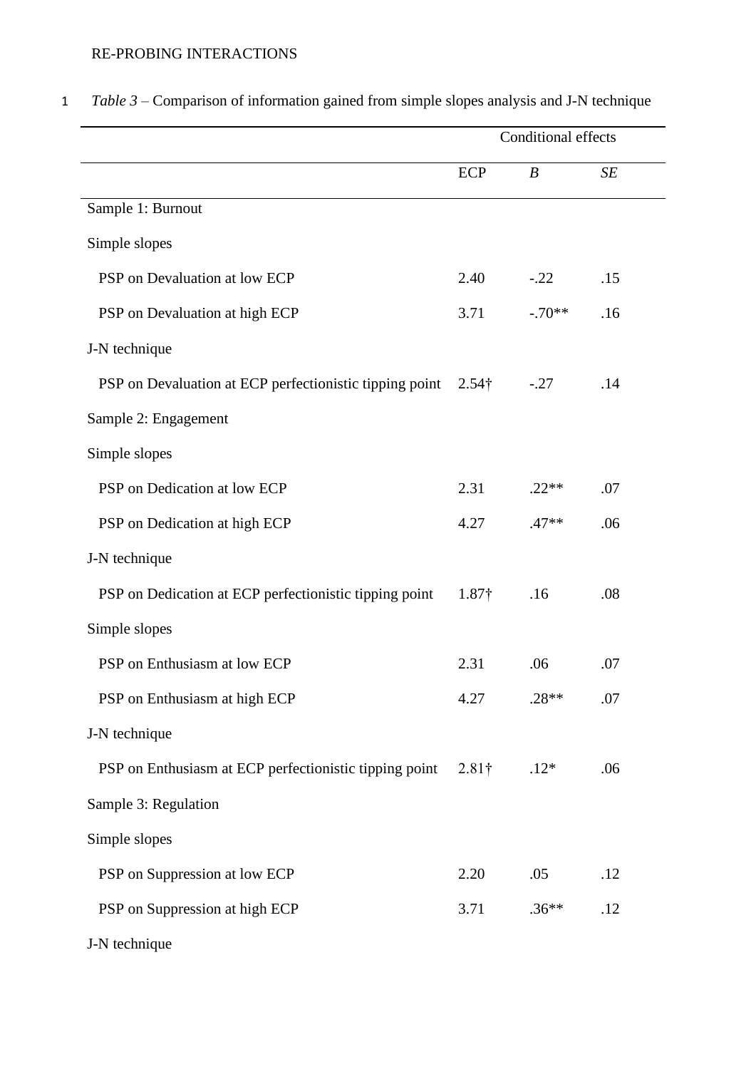*Table 3* – Comparison of information gained from simple slopes analysis and J-N technique

| | Conditional effects | | |
|---|---|---|---|
| | ECP | *B* | *SE* |
| Sample 1: Burnout | | | |
| Simple slopes | | | |
| PSP on Devaluation at low ECP | 2.40 | -.22 | .15 |
| PSP on Devaluation at high ECP | 3.71 | -.70** | .16 |
| J-N technique | | | |
| PSP on Devaluation at ECP perfectionistic tipping point | 2.54† | -.27 | .14 |
| Sample 2: Engagement | | | |
| Simple slopes | | | |
| PSP on Dedication at low ECP | 2.31 | .22** | .07 |
| PSP on Dedication at high ECP | 4.27 | .47** | .06 |
| J-N technique | | | |
| PSP on Dedication at ECP perfectionistic tipping point | 1.87† | .16 | .08 |
| Simple slopes | | | |
| PSP on Enthusiasm at low ECP | 2.31 | .06 | .07 |
| PSP on Enthusiasm at high ECP | 4.27 | .28** | .07 |
| J-N technique | | | |
| PSP on Enthusiasm at ECP perfectionistic tipping point | 2.81† | .12* | .06 |
| Sample 3: Regulation | | | |
| Simple slopes | | | |
| PSP on Suppression at low ECP | 2.20 | .05 | .12 |
| PSP on Suppression at high ECP | 3.71 | .36** | .12 |
| J-N technique | | | |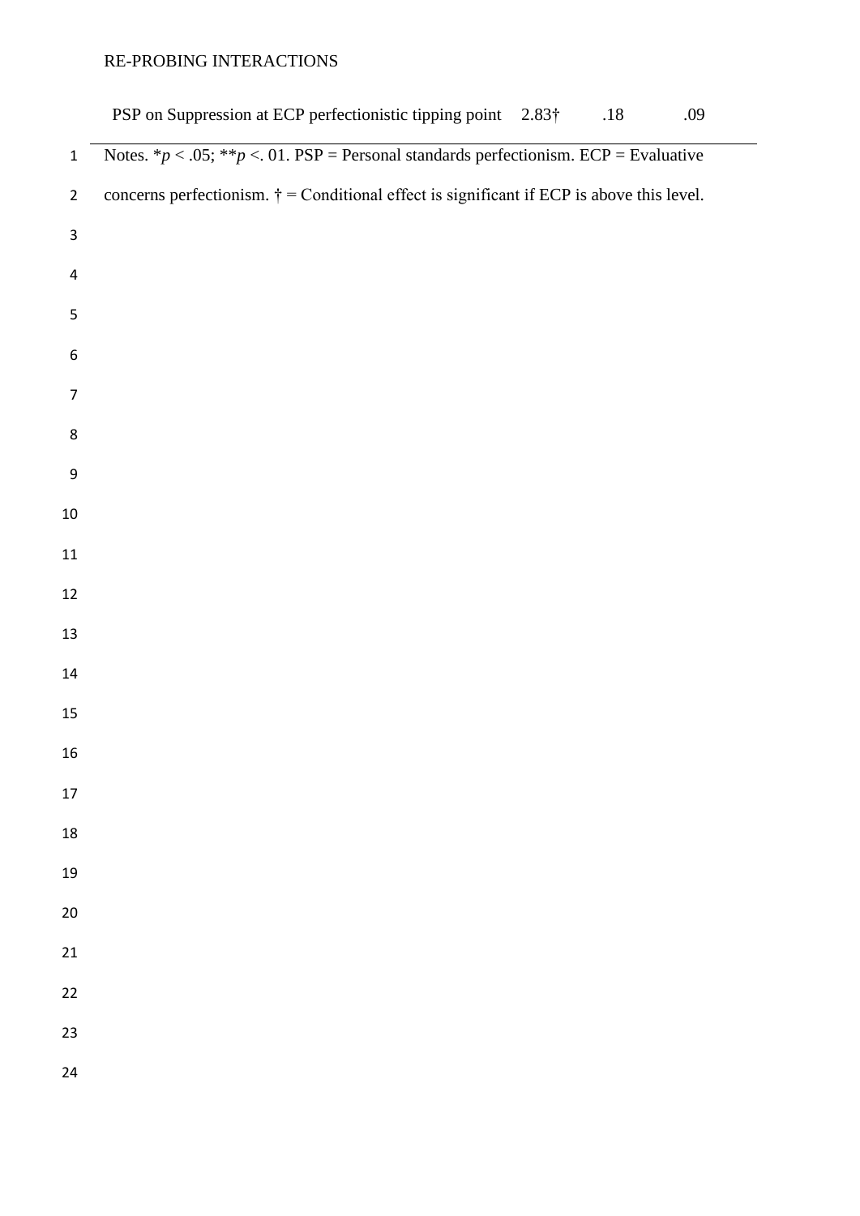| | | | |
|---|---|---|---|
| PSP on Suppression at ECP perfectionistic tipping point | 2.83† | .18 | .09 |

Notes. *$p$ < .05; **$p$ <. 01. PSP = Personal standards perfectionism. ECP = Evaluative concerns perfectionism. † = Conditional effect is significant if ECP is above this level.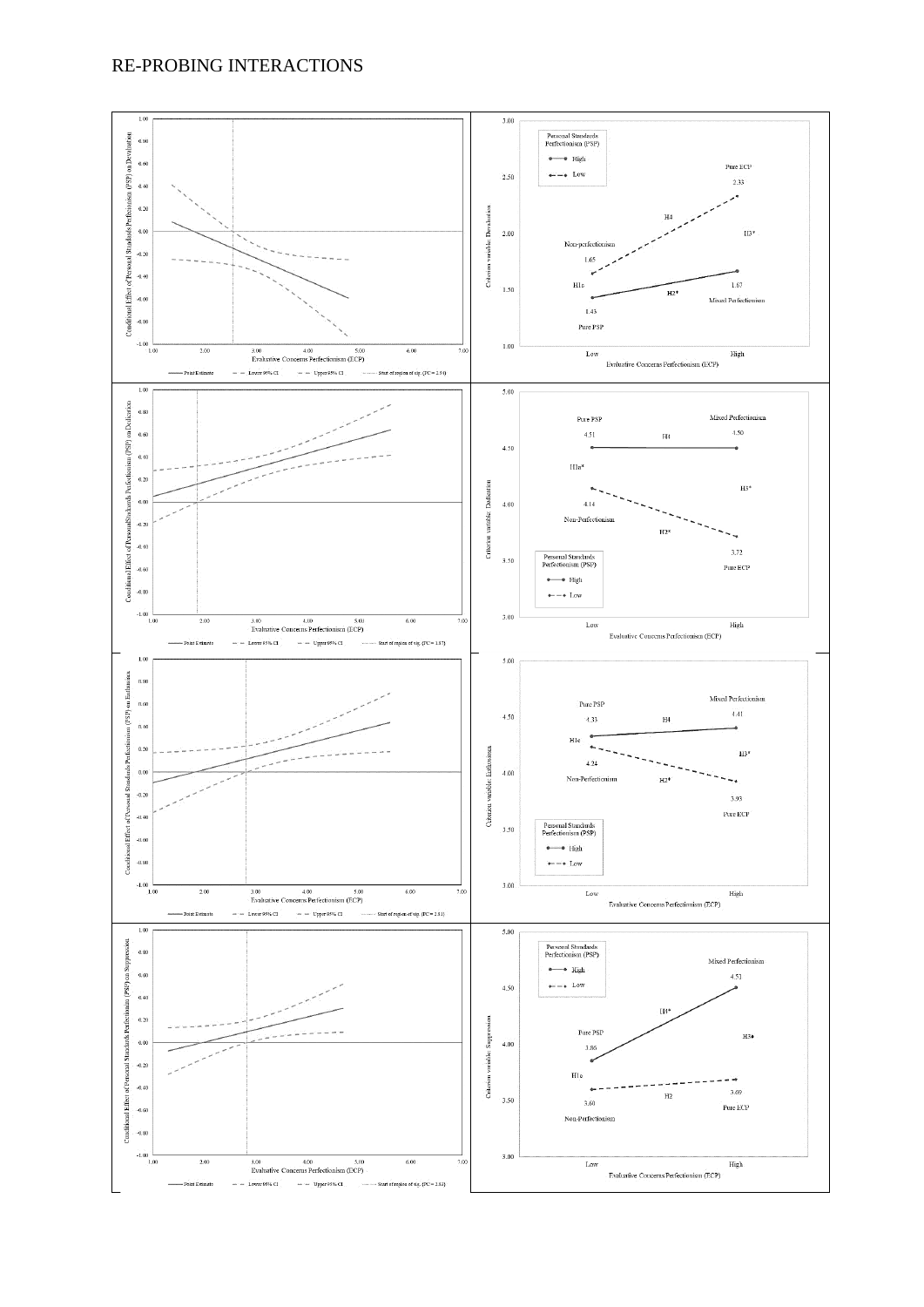1.00
0.80
0.60
0.40
0.20
0.00
-0.20
-0.40
-0.60
-0.80
-1.00
1.00 2.00 3.00 4.00 5.00 6.00 7.00

Conditional Effect of Personal Standards Perfectionism (PSP) on Devaluation

Evaluative Concerns Perfectionism (ECP)

Point Estimate — Lower 95% CI — Upper 95% CI — Start of region of sig. (JTC = 2.54)

3.00
2.50
2.00
1.50
1.00

Personal Standards Perfectionism (PSP)
High
Low

Criterion variable: Devaluation

Pure ECP
2.33
H4
H3*
Non-perfectionism
1.65
H1c
H2*
1.67
Mixed Perfectionism
1.43
Pure PSP

Low High
Evaluative Concerns Perfectionism (ECP)

1.00
0.80
0.60
0.40
0.20
0.00
-0.20
-0.40
-0.60
-0.80
-1.00
1.00 2.00 3.00 4.00 5.00 6.00 7.00

Conditional Effect of Personal Standards Perfectionism (PSP) on Dedication

Evaluative Concerns Perfectionism (ECP)

Point Estimate — Lower 95% CI — Upper 95% CI — Start of region of sig. (JTC = 1.87)

5.00
4.50
4.00
3.50
3.00

Criterion variable: Dedication

Pure PSP
4.51
H4
Mixed Perfectionism
4.50
H1a*
H3*
4.14
Non-Perfectionism
H2*
3.72
Pure ECP

Personal Standards Perfectionism (PSP)
High
Low

Low High
Evaluative Concerns Perfectionism (ECP)

1.00
0.80
0.60
0.40
0.20
0.00
-0.20
-0.40
-0.60
-0.80
-1.00
1.00 2.00 3.00 4.00 5.00 6.00 7.00

Conditional Effect of Personal Standards Perfectionism (PSP) on Enthusiasm

Evaluative Concerns Perfectionism (ECP)

Point Estimate — Lower 95% CI — Upper 95% CI — Start of region of sig. (JTC = 2.81)

5.00
4.50
4.00
3.50
3.00

Criterion variable: Enthusiasm

Pure PSP
4.33
H4
Mixed Perfectionism
4.41
H1c
H3*
4.24
Non-Perfectionism
H2*
3.93
Pure ECP

Personal Standards Perfectionism (PSP)
High
Low

Low High
Evaluative Concerns Perfectionism (ECP)

1.00
0.80
0.60
0.40
0.20
0.00
-0.20
-0.40
-0.60
-0.80
-1.00
1.00 2.00 3.00 4.00 5.00 6.00 7.00

Conditional Effect of Personal Standards Perfectionism (PSP) on Suppression

Evaluative Concerns Perfectionism (ECP)

Point Estimate — Lower 95% CI — Upper 95% CI — Start of region of sig. (JTC = 2.82)

5.00
4.50
4.00
3.50
3.00

Personal Standards Perfectionism (PSP)
High
Low

Criterion variable: Suppression

Mixed Perfectionism
4.51
H4*
Pure PSP
3.86
H3*
H1c
3.60
H2
3.69
Non-Perfectionism
Pure ECP

Low High
Evaluative Concerns Perfectionism (ECP)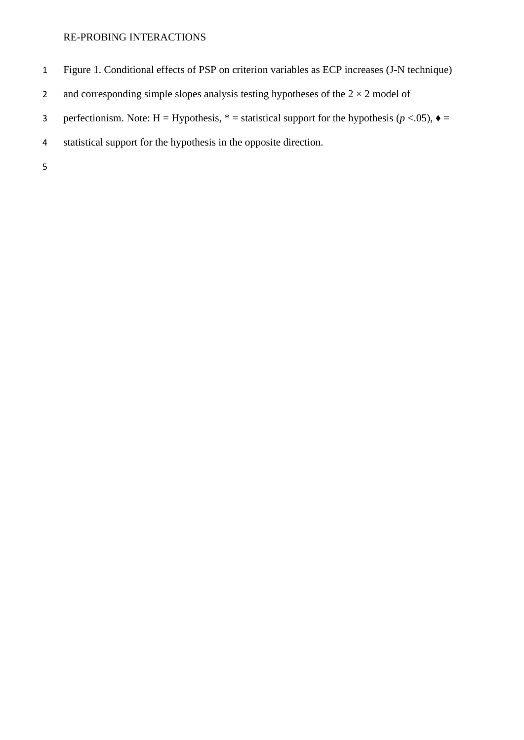Figure 1. Conditional effects of PSP on criterion variables as ECP increases (J-N technique) and corresponding simple slopes analysis testing hypotheses of the 2 × 2 model of perfectionism. Note: H = Hypothesis, * = statistical support for the hypothesis (*p* <.05), ♦ = statistical support for the hypothesis in the opposite direction.